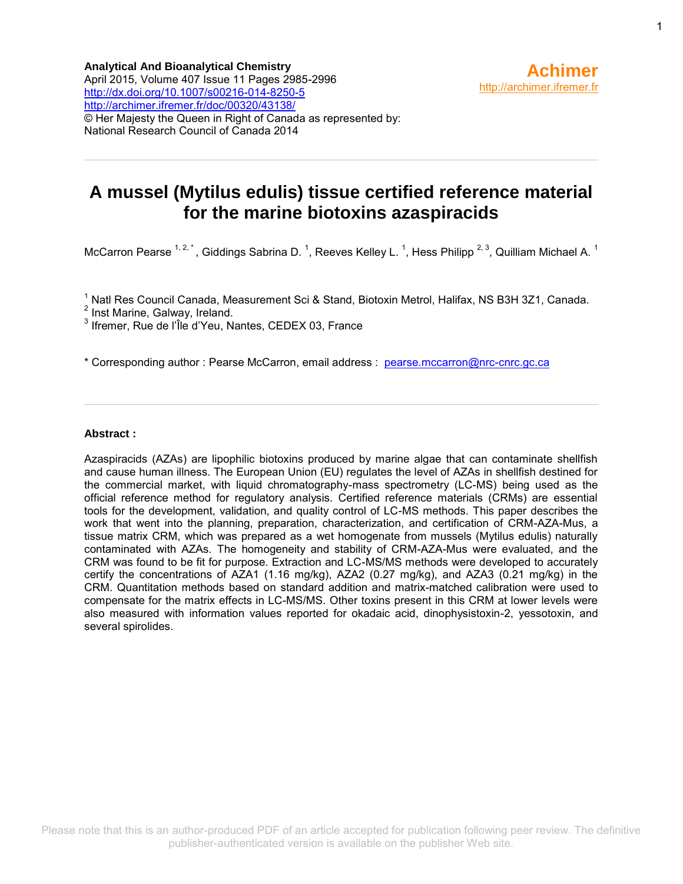**Analytical And Bioanalytical Chemistry**
April 2015, Volume 407 Issue 11 Pages 2985-2996
http://dx.doi.org/10.1007/s00216-014-8250-5
http://archimer.ifremer.fr/doc/00320/43138/
© Her Majesty the Queen in Right of Canada as represented by:
National Research Council of Canada 2014

**Achimer**
http://archimer.ifremer.fr

# A mussel (Mytilus edulis) tissue certified reference material for the marine biotoxins azaspiracids

McCarron Pearse [1, 2, *], Giddings Sabrina D. [1], Reeves Kelley L. [1], Hess Philipp [2, 3], Quilliam Michael A. [1]

[1] Natl Res Council Canada, Measurement Sci & Stand, Biotoxin Metrol, Halifax, NS B3H 3Z1, Canada.
[2] Inst Marine, Galway, Ireland.
[3] Ifremer, Rue de l'Île d'Yeu, Nantes, CEDEX 03, France

* Corresponding author : Pearse McCarron, email address : pearse.mccarron@nrc-cnrc.gc.ca

**Abstract :**

Azaspiracids (AZAs) are lipophilic biotoxins produced by marine algae that can contaminate shellfish and cause human illness. The European Union (EU) regulates the level of AZAs in shellfish destined for the commercial market, with liquid chromatography-mass spectrometry (LC-MS) being used as the official reference method for regulatory analysis. Certified reference materials (CRMs) are essential tools for the development, validation, and quality control of LC-MS methods. This paper describes the work that went into the planning, preparation, characterization, and certification of CRM-AZA-Mus, a tissue matrix CRM, which was prepared as a wet homogenate from mussels (Mytilus edulis) naturally contaminated with AZAs. The homogeneity and stability of CRM-AZA-Mus were evaluated, and the CRM was found to be fit for purpose. Extraction and LC-MS/MS methods were developed to accurately certify the concentrations of AZA1 (1.16 mg/kg), AZA2 (0.27 mg/kg), and AZA3 (0.21 mg/kg) in the CRM. Quantitation methods based on standard addition and matrix-matched calibration were used to compensate for the matrix effects in LC-MS/MS. Other toxins present in this CRM at lower levels were also measured with information values reported for okadaic acid, dinophysistoxin-2, yessotoxin, and several spirolides.

Please note that this is an author-produced PDF of an article accepted for publication following peer review. The definitive publisher-authenticated version is available on the publisher Web site.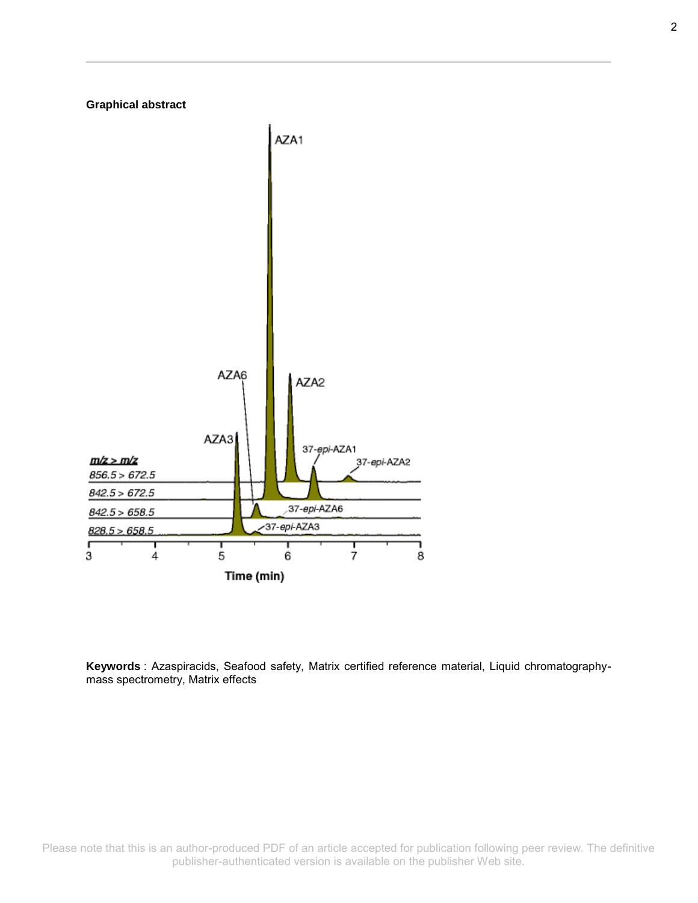**Graphical abstract**

**Keywords** : Azaspiracids, Seafood safety, Matrix certified reference material, Liquid chromatography-mass spectrometry, Matrix effects

Please note that this is an author-produced PDF of an article accepted for publication following peer review. The definitive publisher-authenticated version is available on the publisher Web site.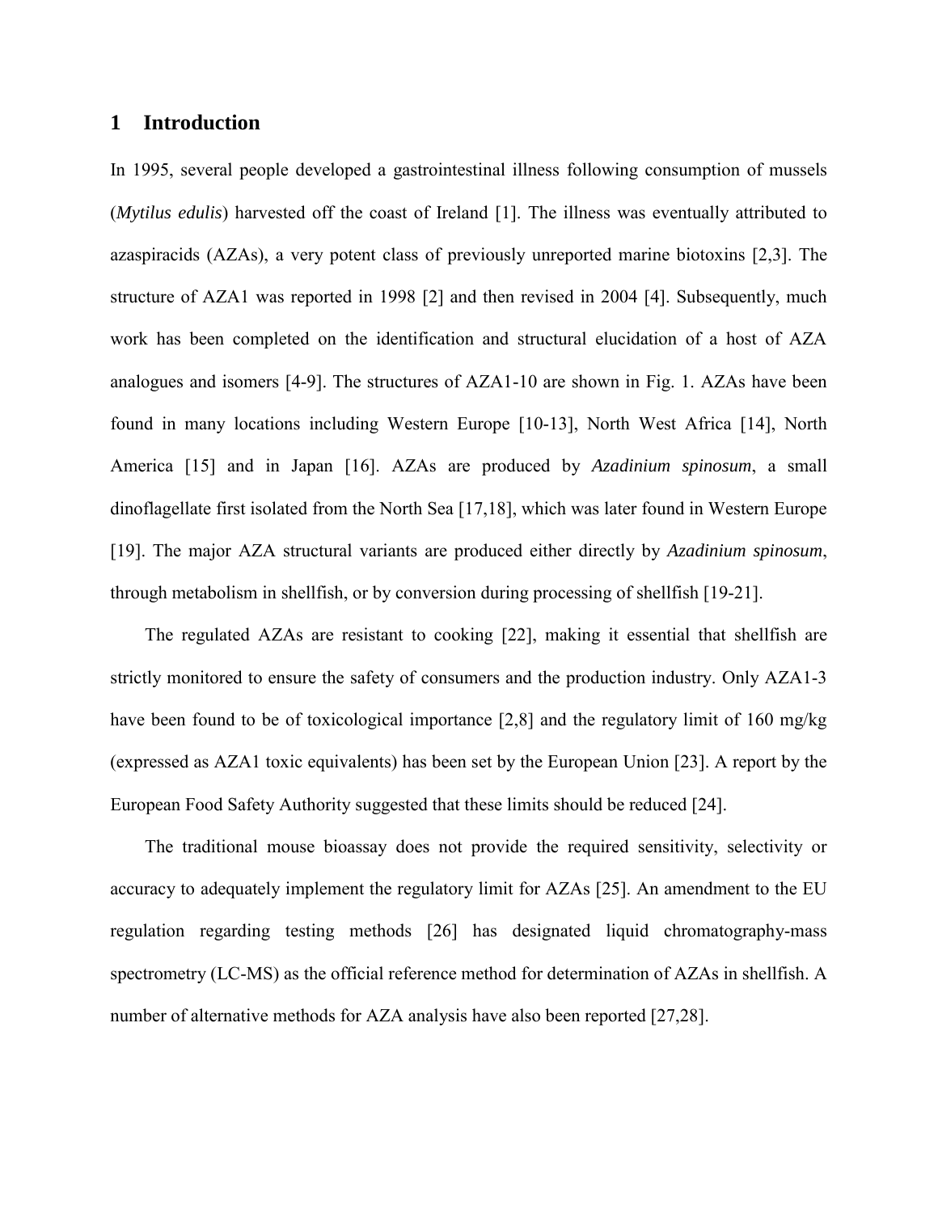# 1 Introduction

In 1995, several people developed a gastrointestinal illness following consumption of mussels (*Mytilus edulis*) harvested off the coast of Ireland [1]. The illness was eventually attributed to azaspiracids (AZAs), a very potent class of previously unreported marine biotoxins [2,3]. The structure of AZA1 was reported in 1998 [2] and then revised in 2004 [4]. Subsequently, much work has been completed on the identification and structural elucidation of a host of AZA analogues and isomers [4-9]. The structures of AZA1-10 are shown in Fig. 1. AZAs have been found in many locations including Western Europe [10-13], North West Africa [14], North America [15] and in Japan [16]. AZAs are produced by *Azadinium spinosum*, a small dinoflagellate first isolated from the North Sea [17,18], which was later found in Western Europe [19]. The major AZA structural variants are produced either directly by *Azadinium spinosum*, through metabolism in shellfish, or by conversion during processing of shellfish [19-21].

The regulated AZAs are resistant to cooking [22], making it essential that shellfish are strictly monitored to ensure the safety of consumers and the production industry. Only AZA1-3 have been found to be of toxicological importance [2,8] and the regulatory limit of 160 mg/kg (expressed as AZA1 toxic equivalents) has been set by the European Union [23]. A report by the European Food Safety Authority suggested that these limits should be reduced [24].

The traditional mouse bioassay does not provide the required sensitivity, selectivity or accuracy to adequately implement the regulatory limit for AZAs [25]. An amendment to the EU regulation regarding testing methods [26] has designated liquid chromatography-mass spectrometry (LC-MS) as the official reference method for determination of AZAs in shellfish. A number of alternative methods for AZA analysis have also been reported [27,28].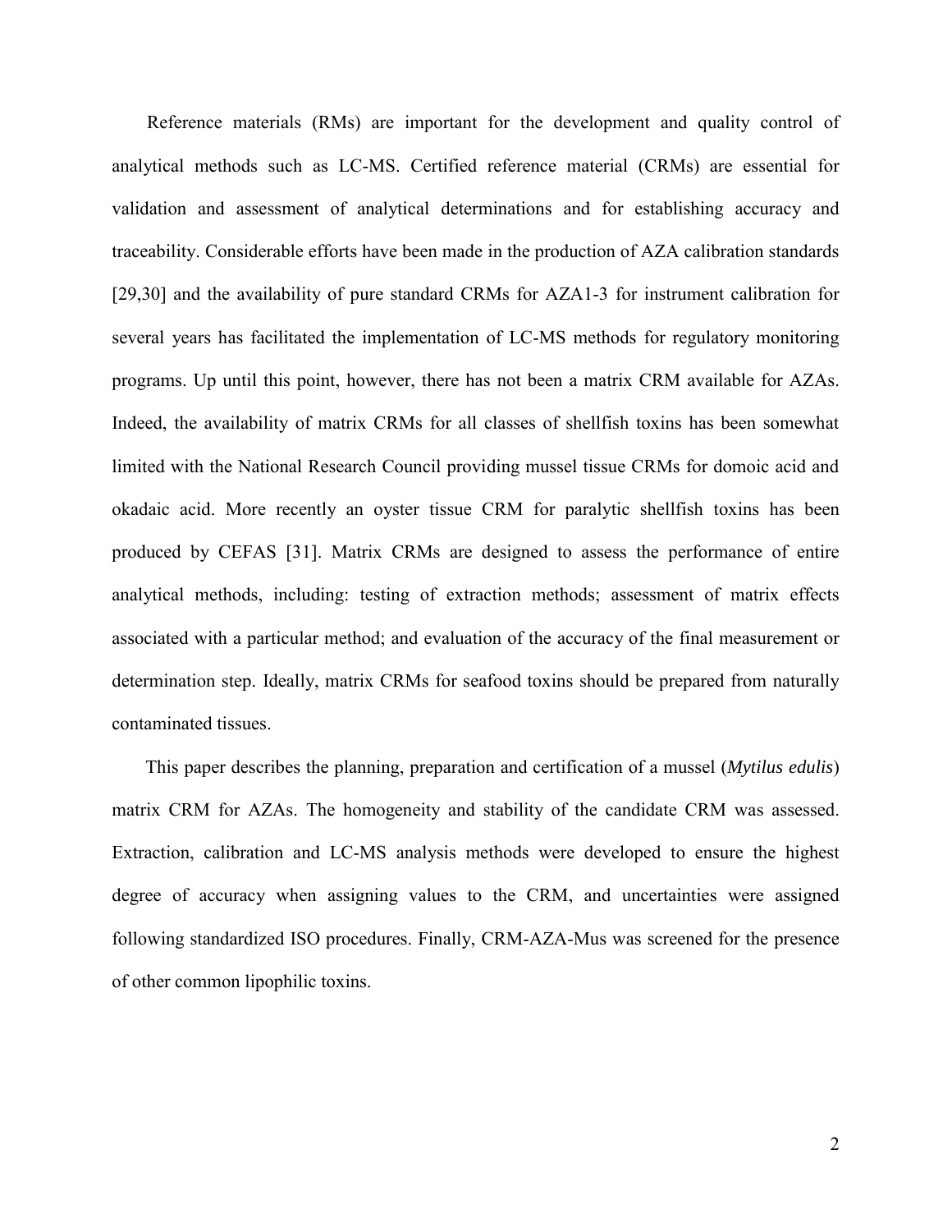Reference materials (RMs) are important for the development and quality control of analytical methods such as LC-MS. Certified reference material (CRMs) are essential for validation and assessment of analytical determinations and for establishing accuracy and traceability. Considerable efforts have been made in the production of AZA calibration standards [29,30] and the availability of pure standard CRMs for AZA1-3 for instrument calibration for several years has facilitated the implementation of LC-MS methods for regulatory monitoring programs. Up until this point, however, there has not been a matrix CRM available for AZAs. Indeed, the availability of matrix CRMs for all classes of shellfish toxins has been somewhat limited with the National Research Council providing mussel tissue CRMs for domoic acid and okadaic acid. More recently an oyster tissue CRM for paralytic shellfish toxins has been produced by CEFAS [31]. Matrix CRMs are designed to assess the performance of entire analytical methods, including: testing of extraction methods; assessment of matrix effects associated with a particular method; and evaluation of the accuracy of the final measurement or determination step. Ideally, matrix CRMs for seafood toxins should be prepared from naturally contaminated tissues.

This paper describes the planning, preparation and certification of a mussel (*Mytilus edulis*) matrix CRM for AZAs. The homogeneity and stability of the candidate CRM was assessed. Extraction, calibration and LC-MS analysis methods were developed to ensure the highest degree of accuracy when assigning values to the CRM, and uncertainties were assigned following standardized ISO procedures. Finally, CRM-AZA-Mus was screened for the presence of other common lipophilic toxins.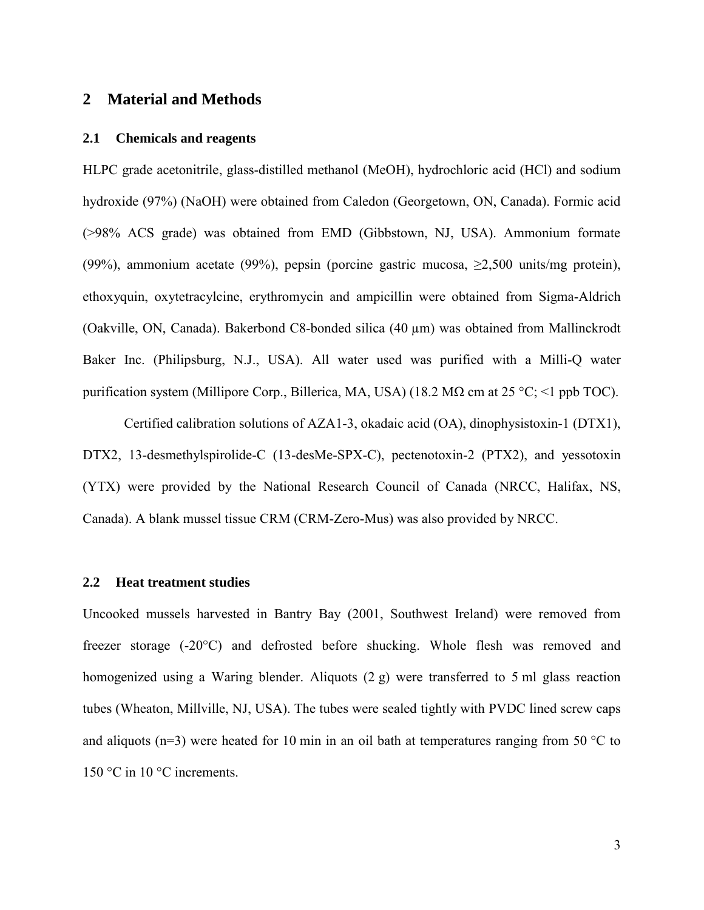## 2 Material and Methods

### 2.1 Chemicals and reagents

HLPC grade acetonitrile, glass-distilled methanol (MeOH), hydrochloric acid (HCl) and sodium hydroxide (97%) (NaOH) were obtained from Caledon (Georgetown, ON, Canada). Formic acid (>98% ACS grade) was obtained from EMD (Gibbstown, NJ, USA). Ammonium formate (99%), ammonium acetate (99%), pepsin (porcine gastric mucosa, ≥2,500 units/mg protein), ethoxyquin, oxytetracylcine, erythromycin and ampicillin were obtained from Sigma-Aldrich (Oakville, ON, Canada). Bakerbond C8-bonded silica (40 μm) was obtained from Mallinckrodt Baker Inc. (Philipsburg, N.J., USA). All water used was purified with a Milli-Q water purification system (Millipore Corp., Billerica, MA, USA) (18.2 MΩ cm at 25 °C; <1 ppb TOC).

Certified calibration solutions of AZA1-3, okadaic acid (OA), dinophysistoxin-1 (DTX1), DTX2, 13-desmethylspirolide-C (13-desMe-SPX-C), pectenotoxin-2 (PTX2), and yessotoxin (YTX) were provided by the National Research Council of Canada (NRCC, Halifax, NS, Canada). A blank mussel tissue CRM (CRM-Zero-Mus) was also provided by NRCC.

### 2.2 Heat treatment studies

Uncooked mussels harvested in Bantry Bay (2001, Southwest Ireland) were removed from freezer storage (-20°C) and defrosted before shucking. Whole flesh was removed and homogenized using a Waring blender. Aliquots (2 g) were transferred to 5 ml glass reaction tubes (Wheaton, Millville, NJ, USA). The tubes were sealed tightly with PVDC lined screw caps and aliquots (n=3) were heated for 10 min in an oil bath at temperatures ranging from 50 °C to 150 °C in 10 °C increments.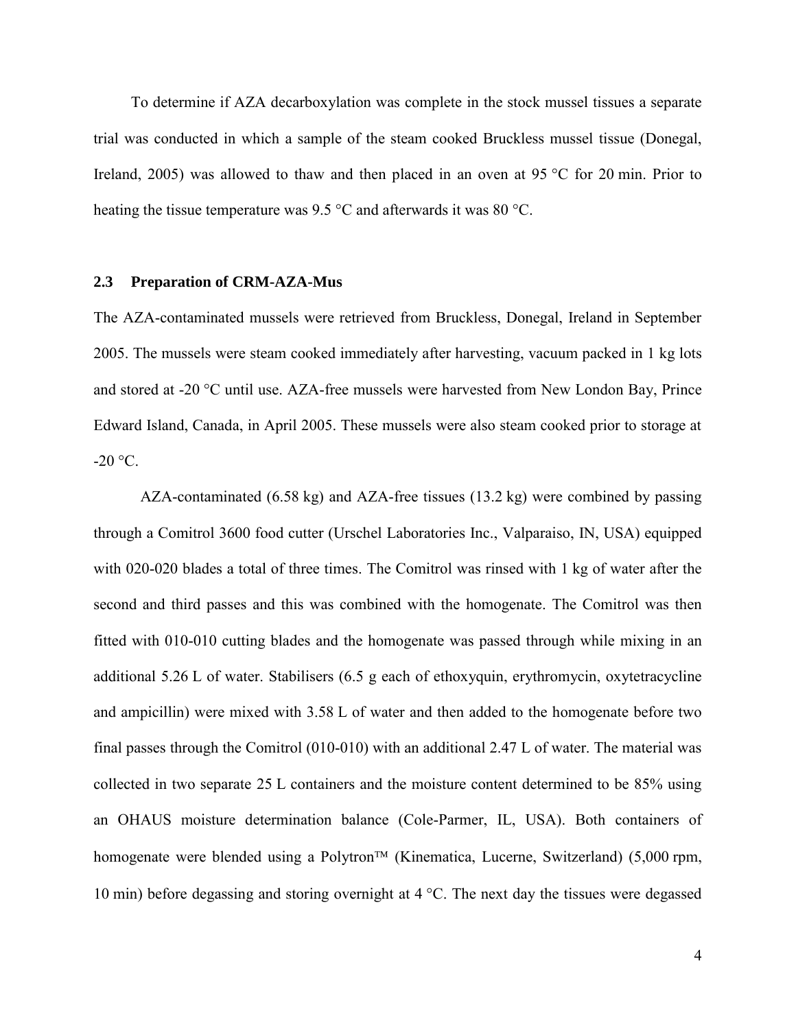To determine if AZA decarboxylation was complete in the stock mussel tissues a separate trial was conducted in which a sample of the steam cooked Bruckless mussel tissue (Donegal, Ireland, 2005) was allowed to thaw and then placed in an oven at 95 °C for 20 min. Prior to heating the tissue temperature was 9.5 °C and afterwards it was 80 °C.

## 2.3 Preparation of CRM-AZA-Mus

The AZA-contaminated mussels were retrieved from Bruckless, Donegal, Ireland in September 2005. The mussels were steam cooked immediately after harvesting, vacuum packed in 1 kg lots and stored at -20 °C until use. AZA-free mussels were harvested from New London Bay, Prince Edward Island, Canada, in April 2005. These mussels were also steam cooked prior to storage at -20 °C.

AZA-contaminated (6.58 kg) and AZA-free tissues (13.2 kg) were combined by passing through a Comitrol 3600 food cutter (Urschel Laboratories Inc., Valparaiso, IN, USA) equipped with 020-020 blades a total of three times. The Comitrol was rinsed with 1 kg of water after the second and third passes and this was combined with the homogenate. The Comitrol was then fitted with 010-010 cutting blades and the homogenate was passed through while mixing in an additional 5.26 L of water. Stabilisers (6.5 g each of ethoxyquin, erythromycin, oxytetracycline and ampicillin) were mixed with 3.58 L of water and then added to the homogenate before two final passes through the Comitrol (010-010) with an additional 2.47 L of water. The material was collected in two separate 25 L containers and the moisture content determined to be 85% using an OHAUS moisture determination balance (Cole-Parmer, IL, USA). Both containers of homogenate were blended using a Polytron™ (Kinematica, Lucerne, Switzerland) (5,000 rpm, 10 min) before degassing and storing overnight at 4 °C. The next day the tissues were degassed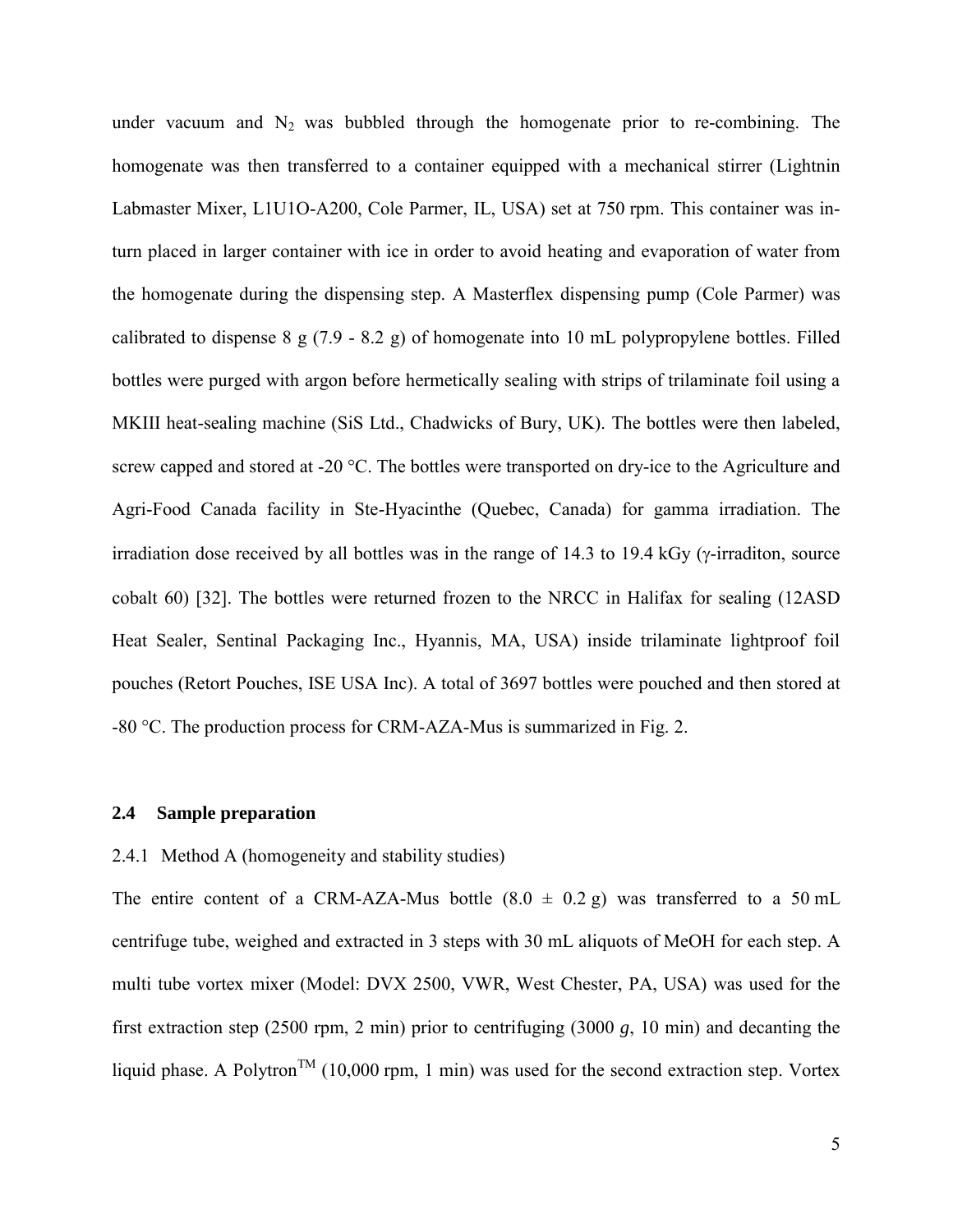under vacuum and $N_2$ was bubbled through the homogenate prior to re-combining. The homogenate was then transferred to a container equipped with a mechanical stirrer (Lightnin Labmaster Mixer, L1U1O-A200, Cole Parmer, IL, USA) set at 750 rpm. This container was in-turn placed in larger container with ice in order to avoid heating and evaporation of water from the homogenate during the dispensing step. A Masterflex dispensing pump (Cole Parmer) was calibrated to dispense 8 g (7.9 - 8.2 g) of homogenate into 10 mL polypropylene bottles. Filled bottles were purged with argon before hermetically sealing with strips of trilaminate foil using a MKIII heat-sealing machine (SiS Ltd., Chadwicks of Bury, UK). The bottles were then labeled, screw capped and stored at -20 °C. The bottles were transported on dry-ice to the Agriculture and Agri-Food Canada facility in Ste-Hyacinthe (Quebec, Canada) for gamma irradiation. The irradiation dose received by all bottles was in the range of 14.3 to 19.4 kGy (γ-irraditon, source cobalt 60) [32]. The bottles were returned frozen to the NRCC in Halifax for sealing (12ASD Heat Sealer, Sentinal Packaging Inc., Hyannis, MA, USA) inside trilaminate lightproof foil pouches (Retort Pouches, ISE USA Inc). A total of 3697 bottles were pouched and then stored at -80 °C. The production process for CRM-AZA-Mus is summarized in Fig. 2.

## 2.4 Sample preparation

### 2.4.1 Method A (homogeneity and stability studies)

The entire content of a CRM-AZA-Mus bottle (8.0 ± 0.2 g) was transferred to a 50 mL centrifuge tube, weighed and extracted in 3 steps with 30 mL aliquots of MeOH for each step. A multi tube vortex mixer (Model: DVX 2500, VWR, West Chester, PA, USA) was used for the first extraction step (2500 rpm, 2 min) prior to centrifuging (3000 *g*, 10 min) and decanting the liquid phase. A Polytron™ (10,000 rpm, 1 min) was used for the second extraction step. Vortex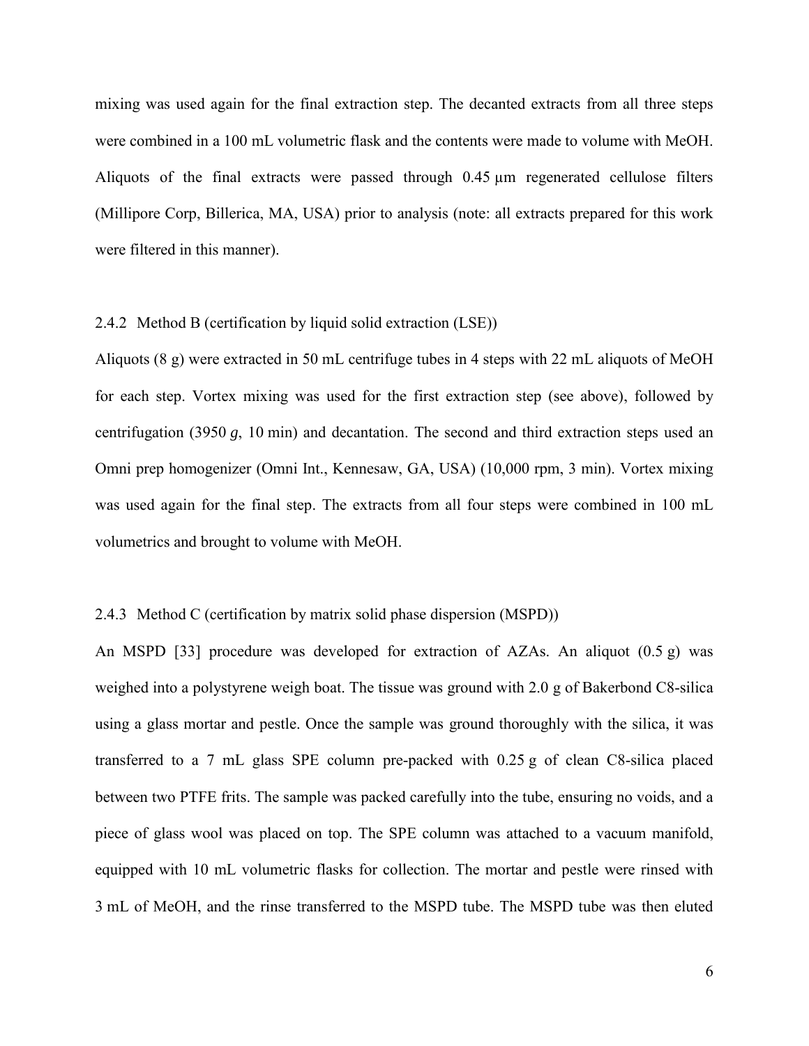mixing was used again for the final extraction step. The decanted extracts from all three steps were combined in a 100 mL volumetric flask and the contents were made to volume with MeOH. Aliquots of the final extracts were passed through 0.45 µm regenerated cellulose filters (Millipore Corp, Billerica, MA, USA) prior to analysis (note: all extracts prepared for this work were filtered in this manner).

### 2.4.2 Method B (certification by liquid solid extraction (LSE))

Aliquots (8 g) were extracted in 50 mL centrifuge tubes in 4 steps with 22 mL aliquots of MeOH for each step. Vortex mixing was used for the first extraction step (see above), followed by centrifugation (3950 *g*, 10 min) and decantation. The second and third extraction steps used an Omni prep homogenizer (Omni Int., Kennesaw, GA, USA) (10,000 rpm, 3 min). Vortex mixing was used again for the final step. The extracts from all four steps were combined in 100 mL volumetrics and brought to volume with MeOH.

### 2.4.3 Method C (certification by matrix solid phase dispersion (MSPD))

An MSPD [33] procedure was developed for extraction of AZAs. An aliquot (0.5 g) was weighed into a polystyrene weigh boat. The tissue was ground with 2.0 g of Bakerbond C8-silica using a glass mortar and pestle. Once the sample was ground thoroughly with the silica, it was transferred to a 7 mL glass SPE column pre-packed with 0.25 g of clean C8-silica placed between two PTFE frits. The sample was packed carefully into the tube, ensuring no voids, and a piece of glass wool was placed on top. The SPE column was attached to a vacuum manifold, equipped with 10 mL volumetric flasks for collection. The mortar and pestle were rinsed with 3 mL of MeOH, and the rinse transferred to the MSPD tube. The MSPD tube was then eluted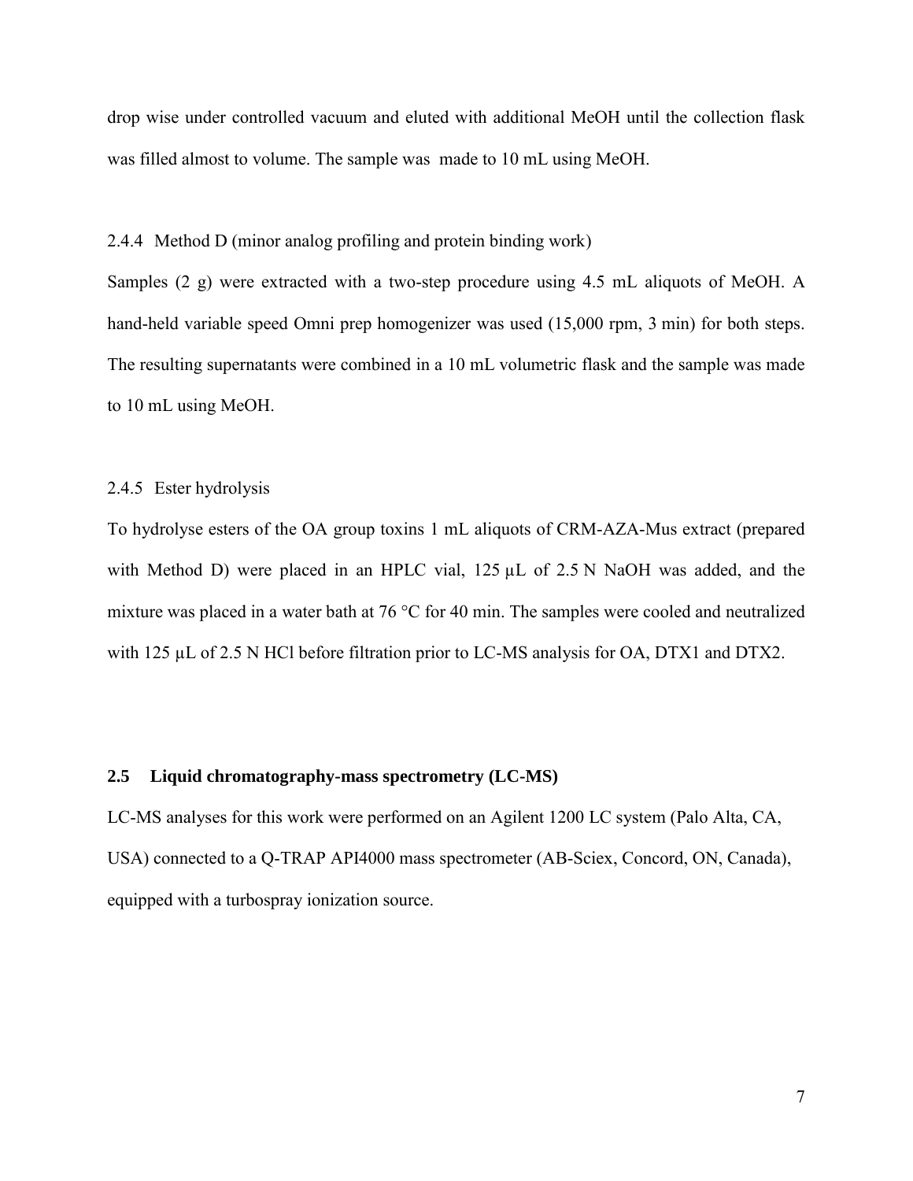drop wise under controlled vacuum and eluted with additional MeOH until the collection flask was filled almost to volume. The sample was made to 10 mL using MeOH.

#### 2.4.4 Method D (minor analog profiling and protein binding work)

Samples (2 g) were extracted with a two-step procedure using 4.5 mL aliquots of MeOH. A hand-held variable speed Omni prep homogenizer was used (15,000 rpm, 3 min) for both steps. The resulting supernatants were combined in a 10 mL volumetric flask and the sample was made to 10 mL using MeOH.

#### 2.4.5 Ester hydrolysis

To hydrolyse esters of the OA group toxins 1 mL aliquots of CRM-AZA-Mus extract (prepared with Method D) were placed in an HPLC vial, 125 µL of 2.5 N NaOH was added, and the mixture was placed in a water bath at 76 °C for 40 min. The samples were cooled and neutralized with 125 µL of 2.5 N HCl before filtration prior to LC-MS analysis for OA, DTX1 and DTX2.

### 2.5 Liquid chromatography-mass spectrometry (LC-MS)

LC-MS analyses for this work were performed on an Agilent 1200 LC system (Palo Alta, CA, USA) connected to a Q-TRAP API4000 mass spectrometer (AB-Sciex, Concord, ON, Canada), equipped with a turbospray ionization source.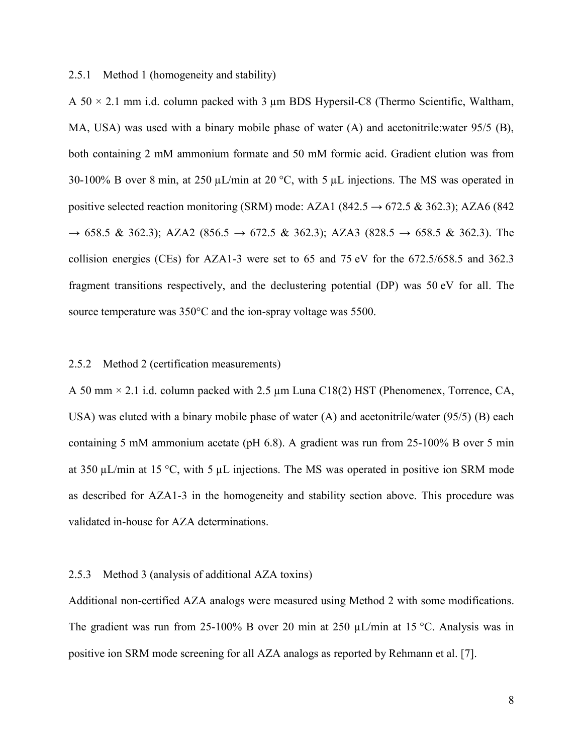### 2.5.1 Method 1 (homogeneity and stability)

A 50 × 2.1 mm i.d. column packed with 3 µm BDS Hypersil-C8 (Thermo Scientific, Waltham, MA, USA) was used with a binary mobile phase of water (A) and acetonitrile:water 95/5 (B), both containing 2 mM ammonium formate and 50 mM formic acid. Gradient elution was from 30-100% B over 8 min, at 250 µL/min at 20 °C, with 5 µL injections. The MS was operated in positive selected reaction monitoring (SRM) mode: AZA1 (842.5 → 672.5 & 362.3); AZA6 (842 → 658.5 & 362.3); AZA2 (856.5 → 672.5 & 362.3); AZA3 (828.5 → 658.5 & 362.3). The collision energies (CEs) for AZA1-3 were set to 65 and 75 eV for the 672.5/658.5 and 362.3 fragment transitions respectively, and the declustering potential (DP) was 50 eV for all. The source temperature was 350°C and the ion-spray voltage was 5500.

### 2.5.2 Method 2 (certification measurements)

A 50 mm × 2.1 i.d. column packed with 2.5 µm Luna C18(2) HST (Phenomenex, Torrence, CA, USA) was eluted with a binary mobile phase of water (A) and acetonitrile/water (95/5) (B) each containing 5 mM ammonium acetate (pH 6.8). A gradient was run from 25-100% B over 5 min at 350 µL/min at 15 °C, with 5 µL injections. The MS was operated in positive ion SRM mode as described for AZA1-3 in the homogeneity and stability section above. This procedure was validated in-house for AZA determinations.

### 2.5.3 Method 3 (analysis of additional AZA toxins)

Additional non-certified AZA analogs were measured using Method 2 with some modifications. The gradient was run from 25-100% B over 20 min at 250 µL/min at 15 °C. Analysis was in positive ion SRM mode screening for all AZA analogs as reported by Rehmann et al. [7].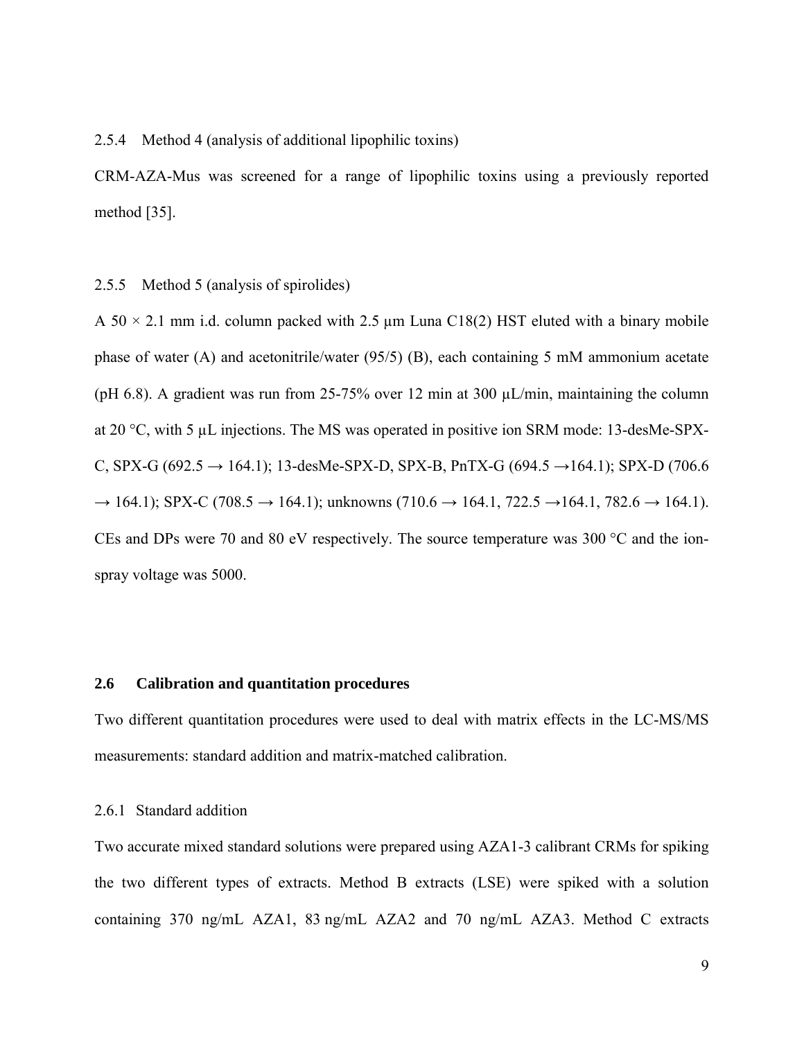2.5.4 Method 4 (analysis of additional lipophilic toxins)

CRM-AZA-Mus was screened for a range of lipophilic toxins using a previously reported method [35].

2.5.5 Method 5 (analysis of spirolides)

A 50 × 2.1 mm i.d. column packed with 2.5 µm Luna C18(2) HST eluted with a binary mobile phase of water (A) and acetonitrile/water (95/5) (B), each containing 5 mM ammonium acetate (pH 6.8). A gradient was run from 25-75% over 12 min at 300 µL/min, maintaining the column at 20 °C, with 5 µL injections. The MS was operated in positive ion SRM mode: 13-desMe-SPX-C, SPX-G (692.5 → 164.1); 13-desMe-SPX-D, SPX-B, PnTX-G (694.5 →164.1); SPX-D (706.6 → 164.1); SPX-C (708.5 → 164.1); unknowns (710.6 → 164.1, 722.5 →164.1, 782.6 → 164.1). CEs and DPs were 70 and 80 eV respectively. The source temperature was 300 °C and the ion-spray voltage was 5000.

## 2.6 Calibration and quantitation procedures

Two different quantitation procedures were used to deal with matrix effects in the LC-MS/MS measurements: standard addition and matrix-matched calibration.

2.6.1 Standard addition

Two accurate mixed standard solutions were prepared using AZA1-3 calibrant CRMs for spiking the two different types of extracts. Method B extracts (LSE) were spiked with a solution containing 370 ng/mL AZA1, 83 ng/mL AZA2 and 70 ng/mL AZA3. Method C extracts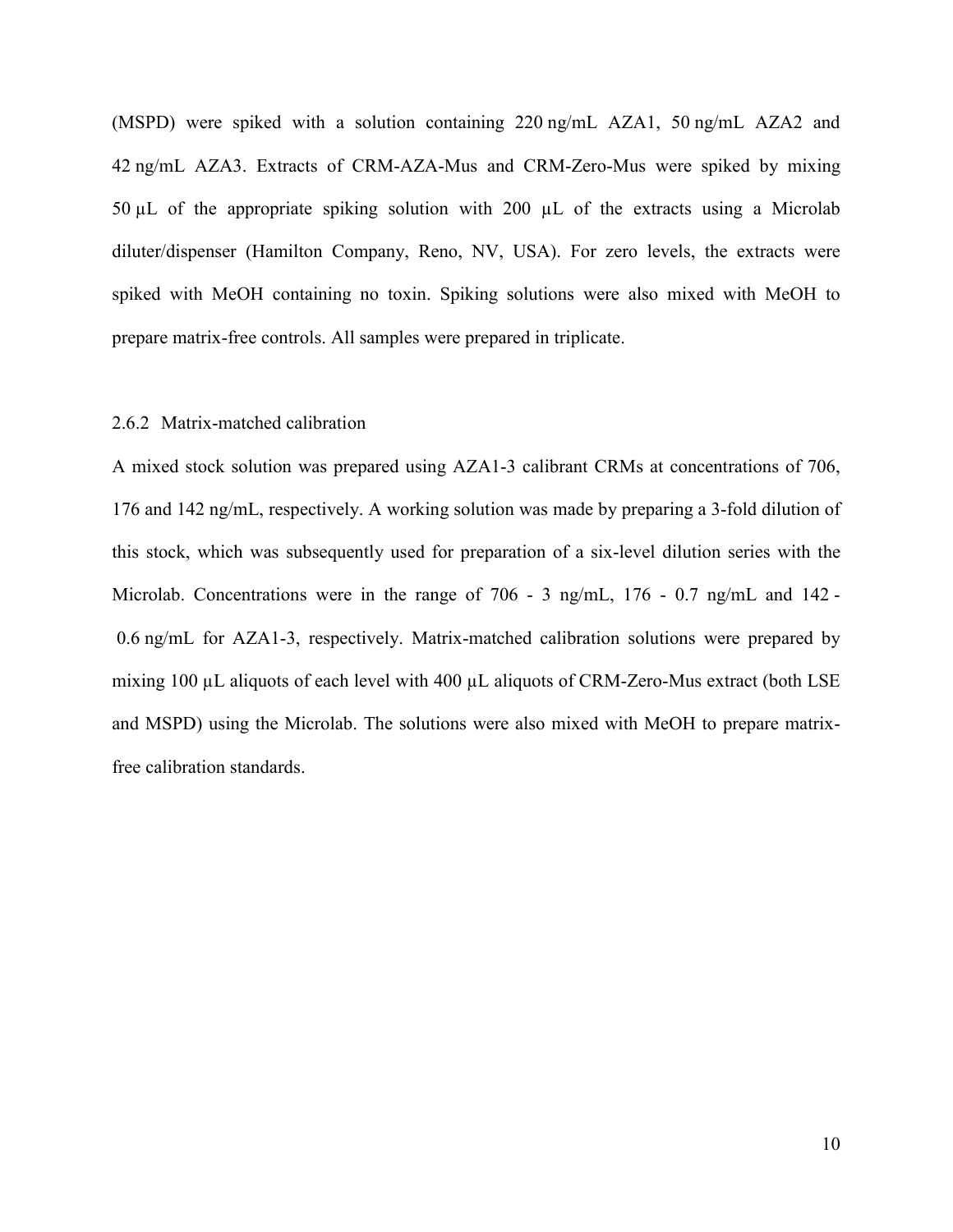(MSPD) were spiked with a solution containing 220 ng/mL AZA1, 50 ng/mL AZA2 and 42 ng/mL AZA3. Extracts of CRM-AZA-Mus and CRM-Zero-Mus were spiked by mixing 50 µL of the appropriate spiking solution with 200 µL of the extracts using a Microlab diluter/dispenser (Hamilton Company, Reno, NV, USA). For zero levels, the extracts were spiked with MeOH containing no toxin. Spiking solutions were also mixed with MeOH to prepare matrix-free controls. All samples were prepared in triplicate.

### 2.6.2 Matrix-matched calibration

A mixed stock solution was prepared using AZA1-3 calibrant CRMs at concentrations of 706, 176 and 142 ng/mL, respectively. A working solution was made by preparing a 3-fold dilution of this stock, which was subsequently used for preparation of a six-level dilution series with the Microlab. Concentrations were in the range of 706 - 3 ng/mL, 176 - 0.7 ng/mL and 142 - 0.6 ng/mL for AZA1-3, respectively. Matrix-matched calibration solutions were prepared by mixing 100 µL aliquots of each level with 400 µL aliquots of CRM-Zero-Mus extract (both LSE and MSPD) using the Microlab. The solutions were also mixed with MeOH to prepare matrix-free calibration standards.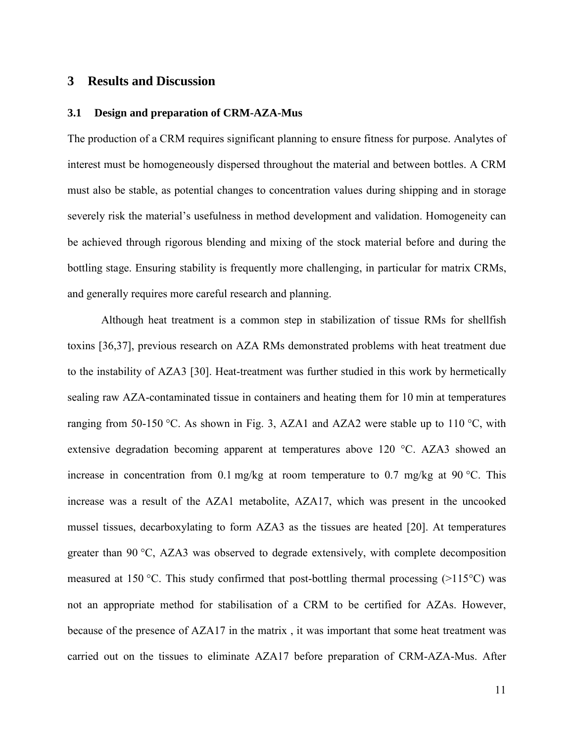## 3 Results and Discussion

### 3.1 Design and preparation of CRM-AZA-Mus

The production of a CRM requires significant planning to ensure fitness for purpose. Analytes of interest must be homogeneously dispersed throughout the material and between bottles. A CRM must also be stable, as potential changes to concentration values during shipping and in storage severely risk the material's usefulness in method development and validation. Homogeneity can be achieved through rigorous blending and mixing of the stock material before and during the bottling stage. Ensuring stability is frequently more challenging, in particular for matrix CRMs, and generally requires more careful research and planning.

Although heat treatment is a common step in stabilization of tissue RMs for shellfish toxins [36,37], previous research on AZA RMs demonstrated problems with heat treatment due to the instability of AZA3 [30]. Heat-treatment was further studied in this work by hermetically sealing raw AZA-contaminated tissue in containers and heating them for 10 min at temperatures ranging from 50-150 °C. As shown in Fig. 3, AZA1 and AZA2 were stable up to 110 °C, with extensive degradation becoming apparent at temperatures above 120 °C. AZA3 showed an increase in concentration from 0.1 mg/kg at room temperature to 0.7 mg/kg at 90 °C. This increase was a result of the AZA1 metabolite, AZA17, which was present in the uncooked mussel tissues, decarboxylating to form AZA3 as the tissues are heated [20]. At temperatures greater than 90 °C, AZA3 was observed to degrade extensively, with complete decomposition measured at 150 °C. This study confirmed that post-bottling thermal processing (>115°C) was not an appropriate method for stabilisation of a CRM to be certified for AZAs. However, because of the presence of AZA17 in the matrix , it was important that some heat treatment was carried out on the tissues to eliminate AZA17 before preparation of CRM-AZA-Mus. After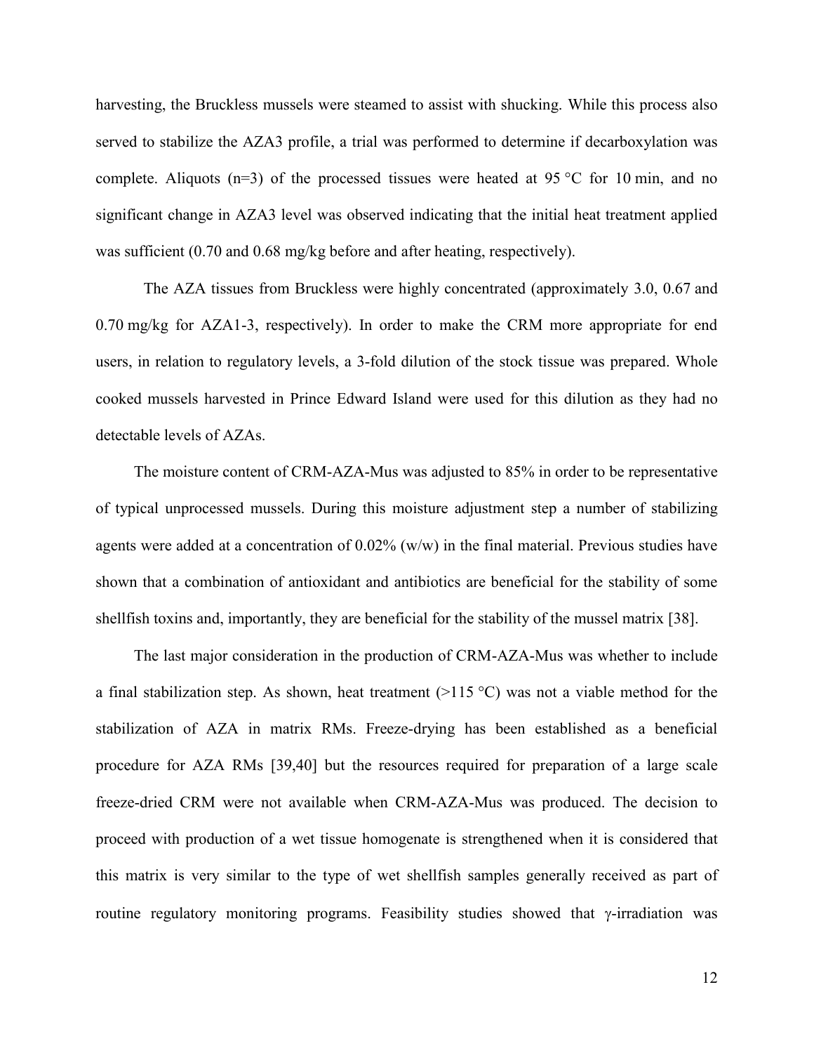harvesting, the Bruckless mussels were steamed to assist with shucking. While this process also served to stabilize the AZA3 profile, a trial was performed to determine if decarboxylation was complete. Aliquots (n=3) of the processed tissues were heated at 95 °C for 10 min, and no significant change in AZA3 level was observed indicating that the initial heat treatment applied was sufficient (0.70 and 0.68 mg/kg before and after heating, respectively).

The AZA tissues from Bruckless were highly concentrated (approximately 3.0, 0.67 and 0.70 mg/kg for AZA1-3, respectively). In order to make the CRM more appropriate for end users, in relation to regulatory levels, a 3-fold dilution of the stock tissue was prepared. Whole cooked mussels harvested in Prince Edward Island were used for this dilution as they had no detectable levels of AZAs.

The moisture content of CRM-AZA-Mus was adjusted to 85% in order to be representative of typical unprocessed mussels. During this moisture adjustment step a number of stabilizing agents were added at a concentration of 0.02% (w/w) in the final material. Previous studies have shown that a combination of antioxidant and antibiotics are beneficial for the stability of some shellfish toxins and, importantly, they are beneficial for the stability of the mussel matrix [38].

The last major consideration in the production of CRM-AZA-Mus was whether to include a final stabilization step. As shown, heat treatment (>115 °C) was not a viable method for the stabilization of AZA in matrix RMs. Freeze-drying has been established as a beneficial procedure for AZA RMs [39,40] but the resources required for preparation of a large scale freeze-dried CRM were not available when CRM-AZA-Mus was produced. The decision to proceed with production of a wet tissue homogenate is strengthened when it is considered that this matrix is very similar to the type of wet shellfish samples generally received as part of routine regulatory monitoring programs. Feasibility studies showed that $\gamma$-irradiation was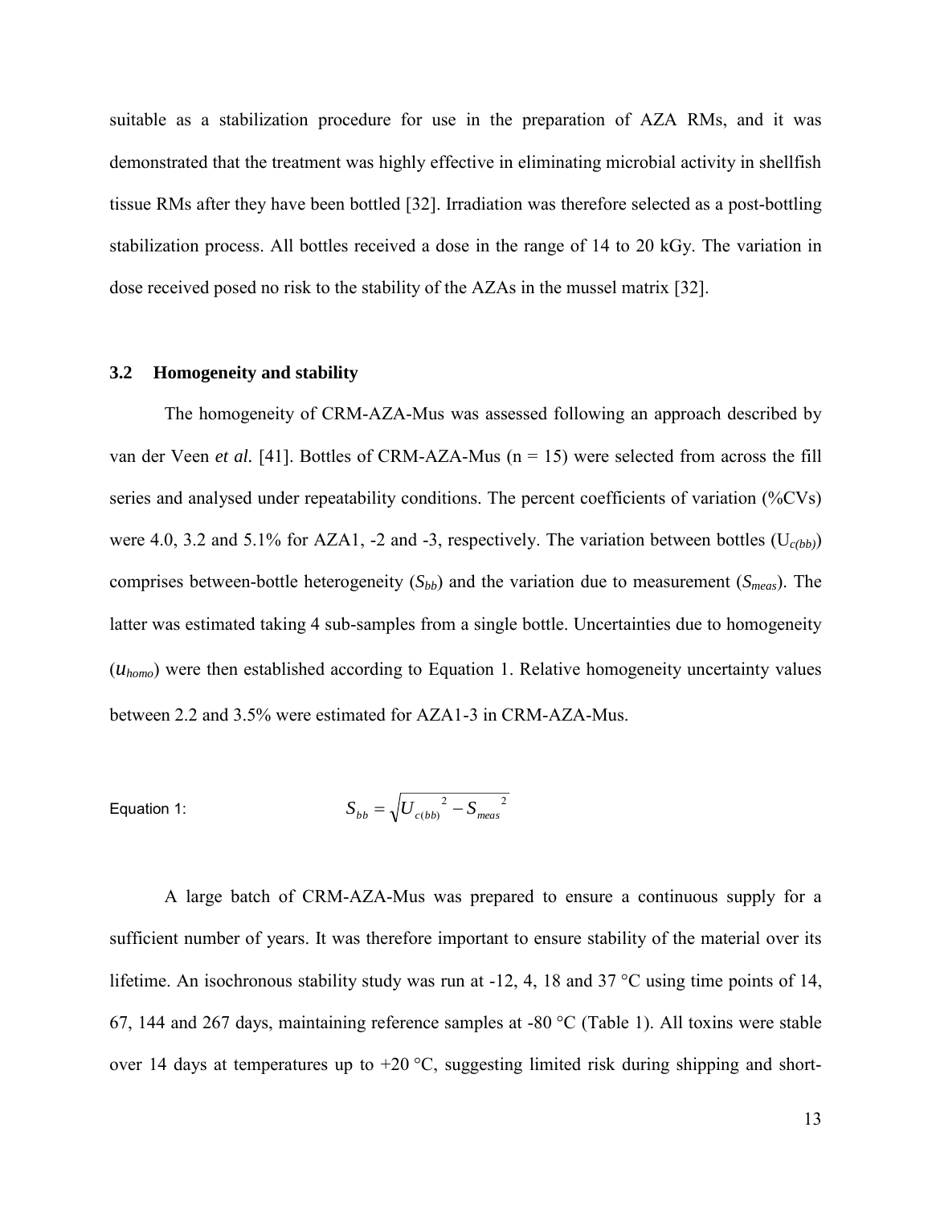suitable as a stabilization procedure for use in the preparation of AZA RMs, and it was demonstrated that the treatment was highly effective in eliminating microbial activity in shellfish tissue RMs after they have been bottled [32]. Irradiation was therefore selected as a post-bottling stabilization process. All bottles received a dose in the range of 14 to 20 kGy. The variation in dose received posed no risk to the stability of the AZAs in the mussel matrix [32].

### 3.2 Homogeneity and stability

The homogeneity of CRM-AZA-Mus was assessed following an approach described by van der Veen *et al.* [41]. Bottles of CRM-AZA-Mus (n = 15) were selected from across the fill series and analysed under repeatability conditions. The percent coefficients of variation (%CVs) were 4.0, 3.2 and 5.1% for AZA1, -2 and -3, respectively. The variation between bottles ($U_{c(bb)}$) comprises between-bottle heterogeneity ($S_{bb}$) and the variation due to measurement ($S_{meas}$). The latter was estimated taking 4 sub-samples from a single bottle. Uncertainties due to homogeneity ($u_{homo}$) were then established according to Equation 1. Relative homogeneity uncertainty values between 2.2 and 3.5% were estimated for AZA1-3 in CRM-AZA-Mus.

Equation 1:

$$S_{bb} = \sqrt{U_{c(bb)}^{\ 2} - S_{meas}^{\ 2}}$$

A large batch of CRM-AZA-Mus was prepared to ensure a continuous supply for a sufficient number of years. It was therefore important to ensure stability of the material over its lifetime. An isochronous stability study was run at -12, 4, 18 and 37 °C using time points of 14, 67, 144 and 267 days, maintaining reference samples at -80 °C (Table 1). All toxins were stable over 14 days at temperatures up to +20 °C, suggesting limited risk during shipping and short-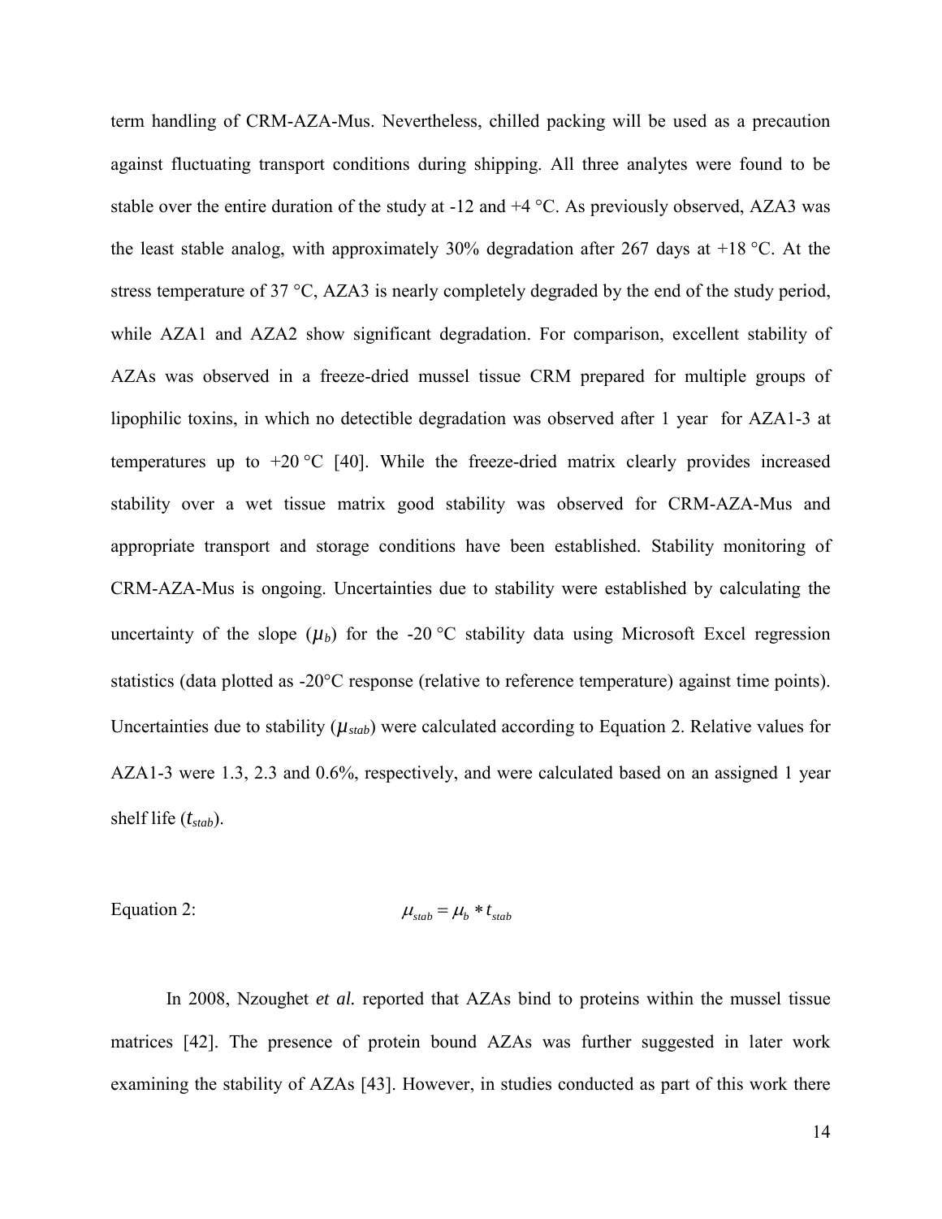term handling of CRM-AZA-Mus. Nevertheless, chilled packing will be used as a precaution against fluctuating transport conditions during shipping. All three analytes were found to be stable over the entire duration of the study at -12 and +4 °C. As previously observed, AZA3 was the least stable analog, with approximately 30% degradation after 267 days at +18 °C. At the stress temperature of 37 °C, AZA3 is nearly completely degraded by the end of the study period, while AZA1 and AZA2 show significant degradation. For comparison, excellent stability of AZAs was observed in a freeze-dried mussel tissue CRM prepared for multiple groups of lipophilic toxins, in which no detectible degradation was observed after 1 year for AZA1-3 at temperatures up to +20 °C [40]. While the freeze-dried matrix clearly provides increased stability over a wet tissue matrix good stability was observed for CRM-AZA-Mus and appropriate transport and storage conditions have been established. Stability monitoring of CRM-AZA-Mus is ongoing. Uncertainties due to stability were established by calculating the uncertainty of the slope ($\mu_b$) for the -20 °C stability data using Microsoft Excel regression statistics (data plotted as -20°C response (relative to reference temperature) against time points). Uncertainties due to stability ($\mu_{stab}$) were calculated according to Equation 2. Relative values for AZA1-3 were 1.3, 2.3 and 0.6%, respectively, and were calculated based on an assigned 1 year shelf life ($t_{stab}$).

Equation 2:

$$\mu_{stab} = \mu_b * t_{stab}$$

In 2008, Nzoughet *et al.* reported that AZAs bind to proteins within the mussel tissue matrices [42]. The presence of protein bound AZAs was further suggested in later work examining the stability of AZAs [43]. However, in studies conducted as part of this work there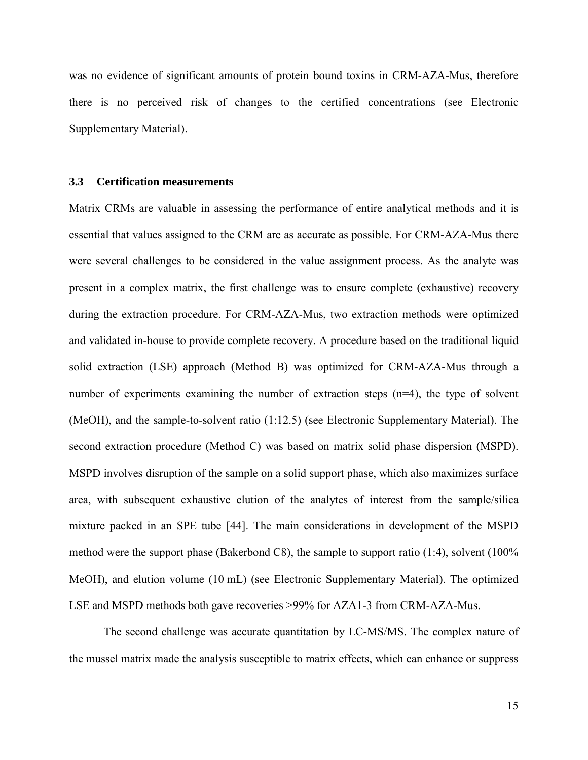was no evidence of significant amounts of protein bound toxins in CRM-AZA-Mus, therefore there is no perceived risk of changes to the certified concentrations (see Electronic Supplementary Material).

### 3.3 Certification measurements

Matrix CRMs are valuable in assessing the performance of entire analytical methods and it is essential that values assigned to the CRM are as accurate as possible. For CRM-AZA-Mus there were several challenges to be considered in the value assignment process. As the analyte was present in a complex matrix, the first challenge was to ensure complete (exhaustive) recovery during the extraction procedure. For CRM-AZA-Mus, two extraction methods were optimized and validated in-house to provide complete recovery. A procedure based on the traditional liquid solid extraction (LSE) approach (Method B) was optimized for CRM-AZA-Mus through a number of experiments examining the number of extraction steps (n=4), the type of solvent (MeOH), and the sample-to-solvent ratio (1:12.5) (see Electronic Supplementary Material). The second extraction procedure (Method C) was based on matrix solid phase dispersion (MSPD). MSPD involves disruption of the sample on a solid support phase, which also maximizes surface area, with subsequent exhaustive elution of the analytes of interest from the sample/silica mixture packed in an SPE tube [44]. The main considerations in development of the MSPD method were the support phase (Bakerbond C8), the sample to support ratio (1:4), solvent (100% MeOH), and elution volume (10 mL) (see Electronic Supplementary Material). The optimized LSE and MSPD methods both gave recoveries >99% for AZA1-3 from CRM-AZA-Mus.

The second challenge was accurate quantitation by LC-MS/MS. The complex nature of the mussel matrix made the analysis susceptible to matrix effects, which can enhance or suppress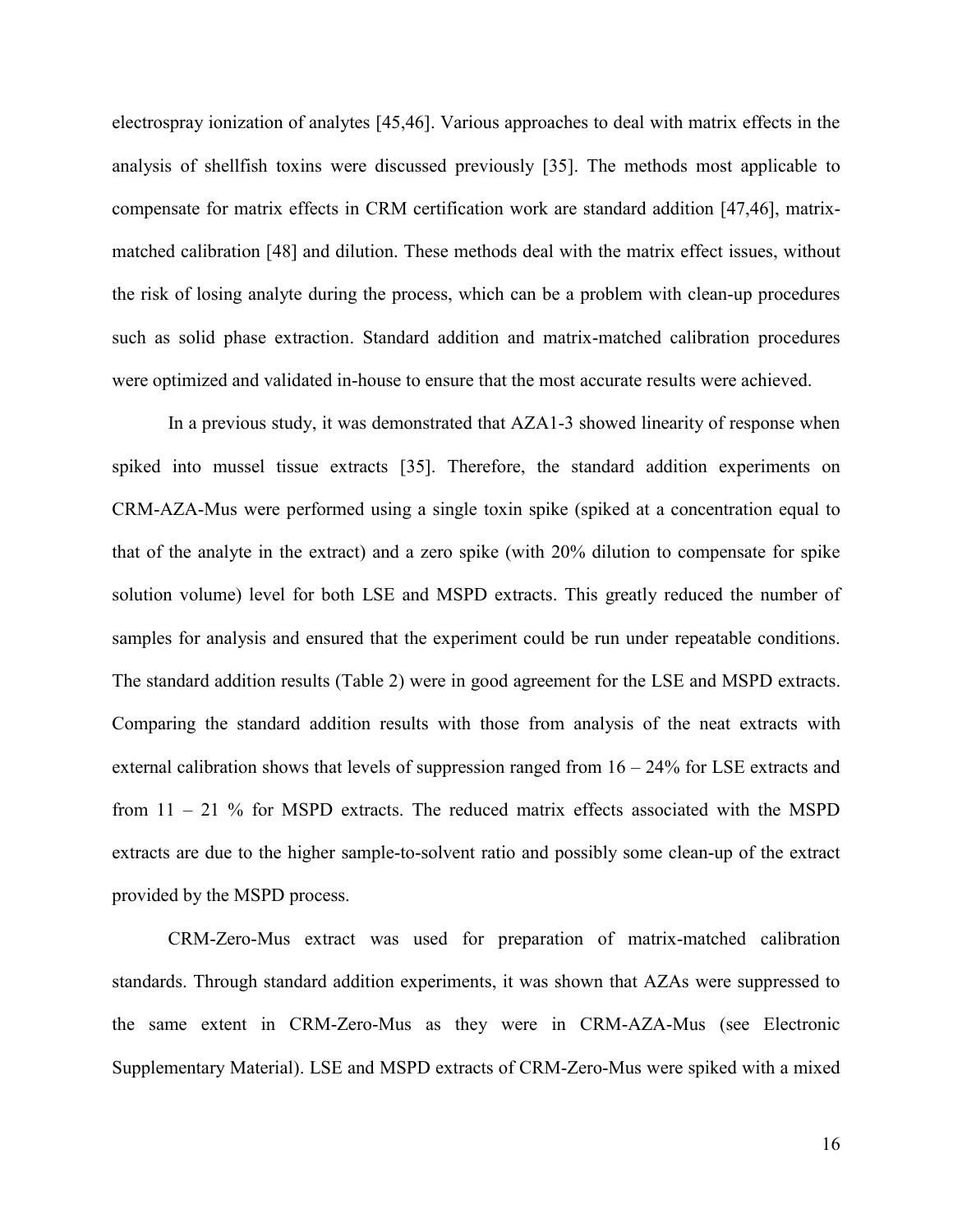electrospray ionization of analytes [45,46]. Various approaches to deal with matrix effects in the analysis of shellfish toxins were discussed previously [35]. The methods most applicable to compensate for matrix effects in CRM certification work are standard addition [47,46], matrix-matched calibration [48] and dilution. These methods deal with the matrix effect issues, without the risk of losing analyte during the process, which can be a problem with clean-up procedures such as solid phase extraction. Standard addition and matrix-matched calibration procedures were optimized and validated in-house to ensure that the most accurate results were achieved.

In a previous study, it was demonstrated that AZA1-3 showed linearity of response when spiked into mussel tissue extracts [35]. Therefore, the standard addition experiments on CRM-AZA-Mus were performed using a single toxin spike (spiked at a concentration equal to that of the analyte in the extract) and a zero spike (with 20% dilution to compensate for spike solution volume) level for both LSE and MSPD extracts. This greatly reduced the number of samples for analysis and ensured that the experiment could be run under repeatable conditions. The standard addition results (Table 2) were in good agreement for the LSE and MSPD extracts. Comparing the standard addition results with those from analysis of the neat extracts with external calibration shows that levels of suppression ranged from 16 – 24% for LSE extracts and from 11 – 21 % for MSPD extracts. The reduced matrix effects associated with the MSPD extracts are due to the higher sample-to-solvent ratio and possibly some clean-up of the extract provided by the MSPD process.

CRM-Zero-Mus extract was used for preparation of matrix-matched calibration standards. Through standard addition experiments, it was shown that AZAs were suppressed to the same extent in CRM-Zero-Mus as they were in CRM-AZA-Mus (see Electronic Supplementary Material). LSE and MSPD extracts of CRM-Zero-Mus were spiked with a mixed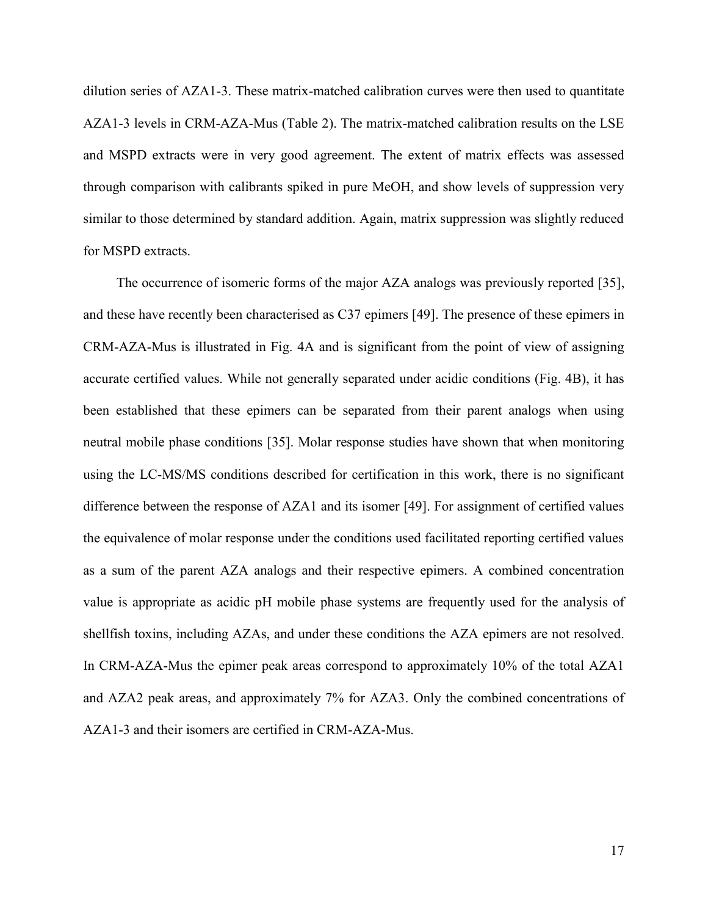dilution series of AZA1-3. These matrix-matched calibration curves were then used to quantitate AZA1-3 levels in CRM-AZA-Mus (Table 2). The matrix-matched calibration results on the LSE and MSPD extracts were in very good agreement. The extent of matrix effects was assessed through comparison with calibrants spiked in pure MeOH, and show levels of suppression very similar to those determined by standard addition. Again, matrix suppression was slightly reduced for MSPD extracts.

The occurrence of isomeric forms of the major AZA analogs was previously reported [35], and these have recently been characterised as C37 epimers [49]. The presence of these epimers in CRM-AZA-Mus is illustrated in Fig. 4A and is significant from the point of view of assigning accurate certified values. While not generally separated under acidic conditions (Fig. 4B), it has been established that these epimers can be separated from their parent analogs when using neutral mobile phase conditions [35]. Molar response studies have shown that when monitoring using the LC-MS/MS conditions described for certification in this work, there is no significant difference between the response of AZA1 and its isomer [49]. For assignment of certified values the equivalence of molar response under the conditions used facilitated reporting certified values as a sum of the parent AZA analogs and their respective epimers. A combined concentration value is appropriate as acidic pH mobile phase systems are frequently used for the analysis of shellfish toxins, including AZAs, and under these conditions the AZA epimers are not resolved. In CRM-AZA-Mus the epimer peak areas correspond to approximately 10% of the total AZA1 and AZA2 peak areas, and approximately 7% for AZA3. Only the combined concentrations of AZA1-3 and their isomers are certified in CRM-AZA-Mus.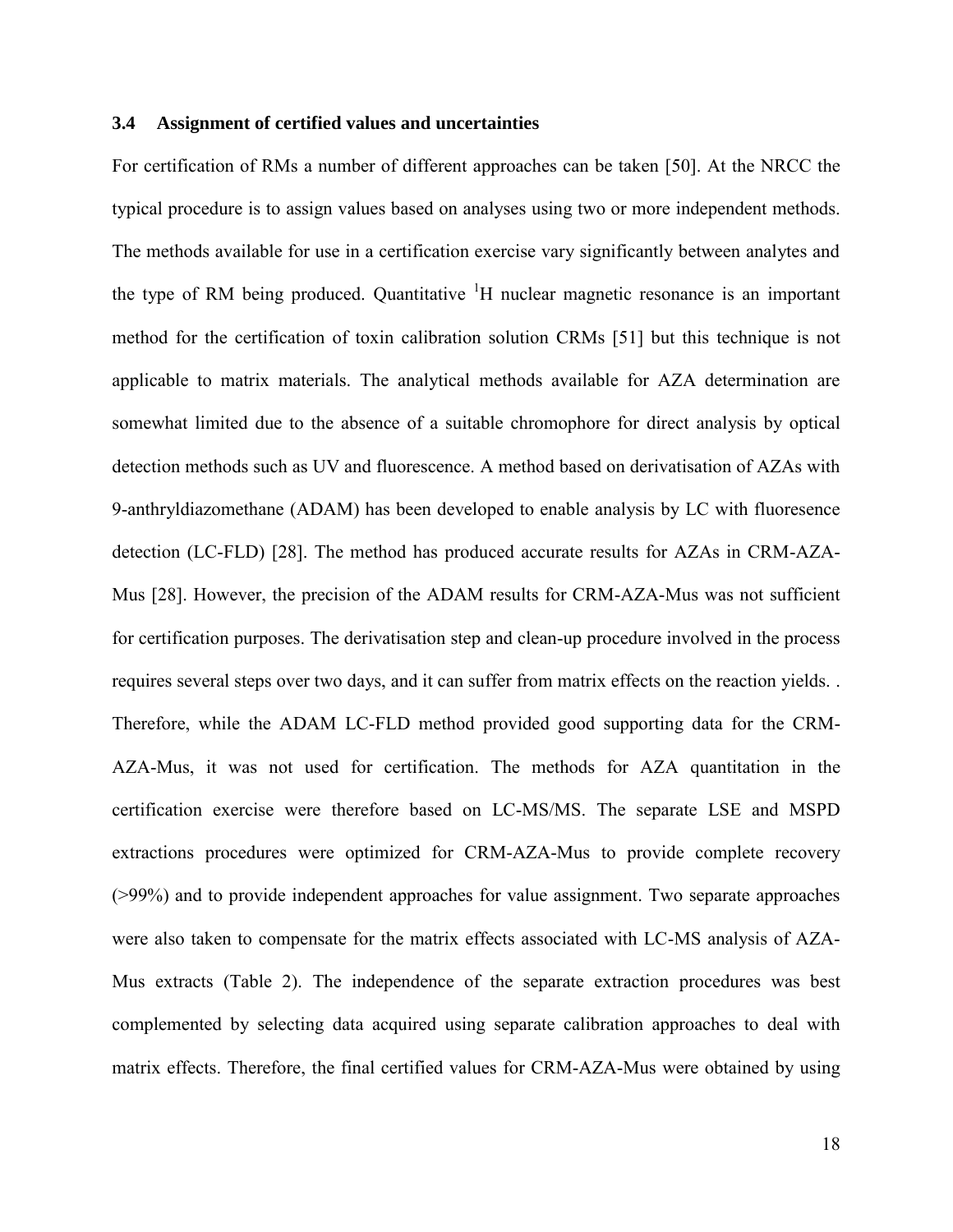### 3.4 Assignment of certified values and uncertainties

For certification of RMs a number of different approaches can be taken [50]. At the NRCC the typical procedure is to assign values based on analyses using two or more independent methods. The methods available for use in a certification exercise vary significantly between analytes and the type of RM being produced. Quantitative $^{1}$H nuclear magnetic resonance is an important method for the certification of toxin calibration solution CRMs [51] but this technique is not applicable to matrix materials. The analytical methods available for AZA determination are somewhat limited due to the absence of a suitable chromophore for direct analysis by optical detection methods such as UV and fluorescence. A method based on derivatisation of AZAs with 9-anthryldiazomethane (ADAM) has been developed to enable analysis by LC with fluoresence detection (LC-FLD) [28]. The method has produced accurate results for AZAs in CRM-AZA-Mus [28]. However, the precision of the ADAM results for CRM-AZA-Mus was not sufficient for certification purposes. The derivatisation step and clean-up procedure involved in the process requires several steps over two days, and it can suffer from matrix effects on the reaction yields. . Therefore, while the ADAM LC-FLD method provided good supporting data for the CRM-AZA-Mus, it was not used for certification. The methods for AZA quantitation in the certification exercise were therefore based on LC-MS/MS. The separate LSE and MSPD extractions procedures were optimized for CRM-AZA-Mus to provide complete recovery (>99%) and to provide independent approaches for value assignment. Two separate approaches were also taken to compensate for the matrix effects associated with LC-MS analysis of AZA-Mus extracts (Table 2). The independence of the separate extraction procedures was best complemented by selecting data acquired using separate calibration approaches to deal with matrix effects. Therefore, the final certified values for CRM-AZA-Mus were obtained by using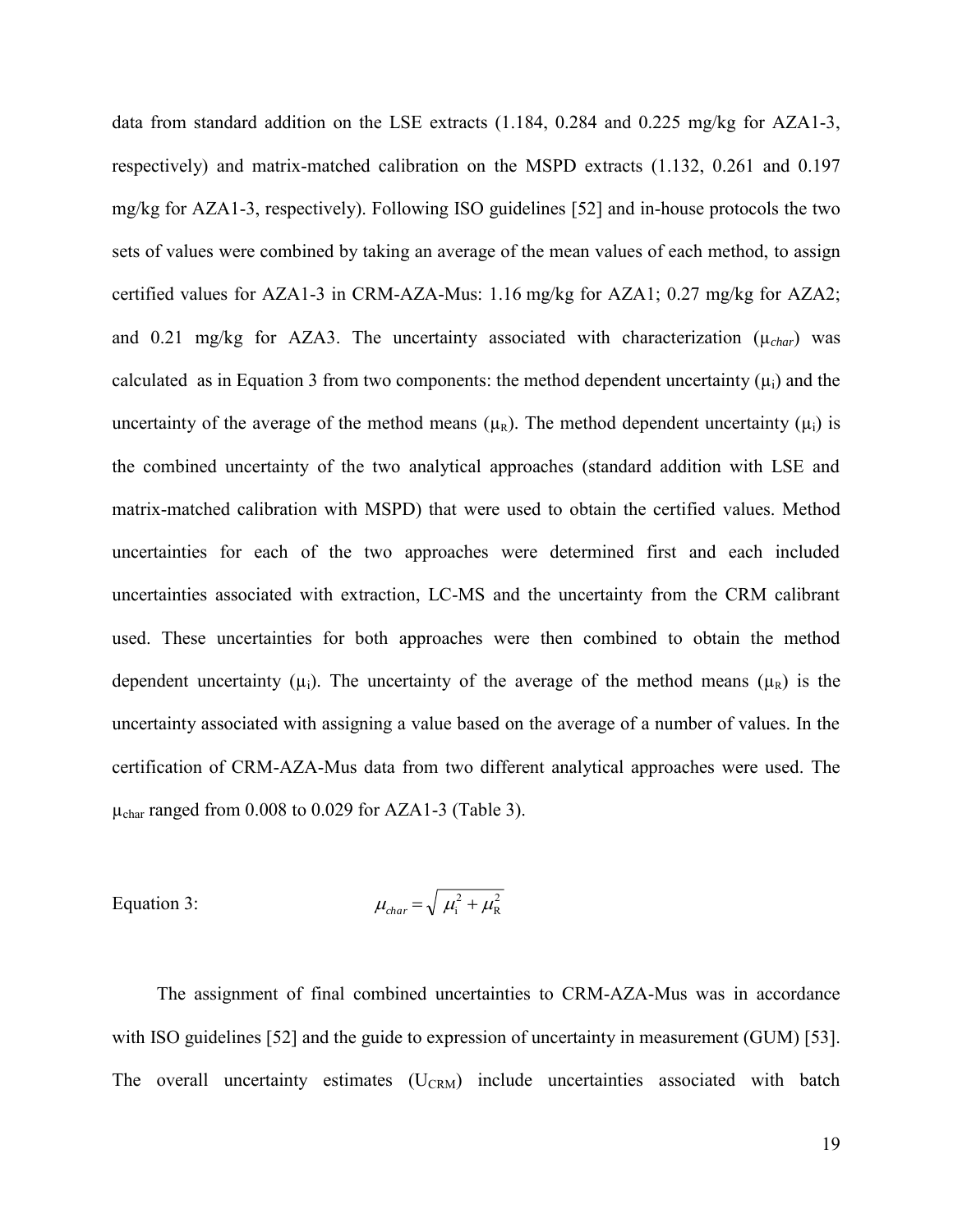data from standard addition on the LSE extracts (1.184, 0.284 and 0.225 mg/kg for AZA1-3, respectively) and matrix-matched calibration on the MSPD extracts (1.132, 0.261 and 0.197 mg/kg for AZA1-3, respectively). Following ISO guidelines [52] and in-house protocols the two sets of values were combined by taking an average of the mean values of each method, to assign certified values for AZA1-3 in CRM-AZA-Mus: 1.16 mg/kg for AZA1; 0.27 mg/kg for AZA2; and 0.21 mg/kg for AZA3. The uncertainty associated with characterization ($\mu_{char}$) was calculated as in Equation 3 from two components: the method dependent uncertainty ($\mu_i$) and the uncertainty of the average of the method means ($\mu_R$). The method dependent uncertainty ($\mu_i$) is the combined uncertainty of the two analytical approaches (standard addition with LSE and matrix-matched calibration with MSPD) that were used to obtain the certified values. Method uncertainties for each of the two approaches were determined first and each included uncertainties associated with extraction, LC-MS and the uncertainty from the CRM calibrant used. These uncertainties for both approaches were then combined to obtain the method dependent uncertainty ($\mu_i$). The uncertainty of the average of the method means ($\mu_R$) is the uncertainty associated with assigning a value based on the average of a number of values. In the certification of CRM-AZA-Mus data from two different analytical approaches were used. The $\mu_{char}$ ranged from 0.008 to 0.029 for AZA1-3 (Table 3).

Equation 3:

$$\mu_{char} = \sqrt{\mu_i^2 + \mu_R^2}$$

The assignment of final combined uncertainties to CRM-AZA-Mus was in accordance with ISO guidelines [52] and the guide to expression of uncertainty in measurement (GUM) [53]. The overall uncertainty estimates ($U_{CRM}$) include uncertainties associated with batch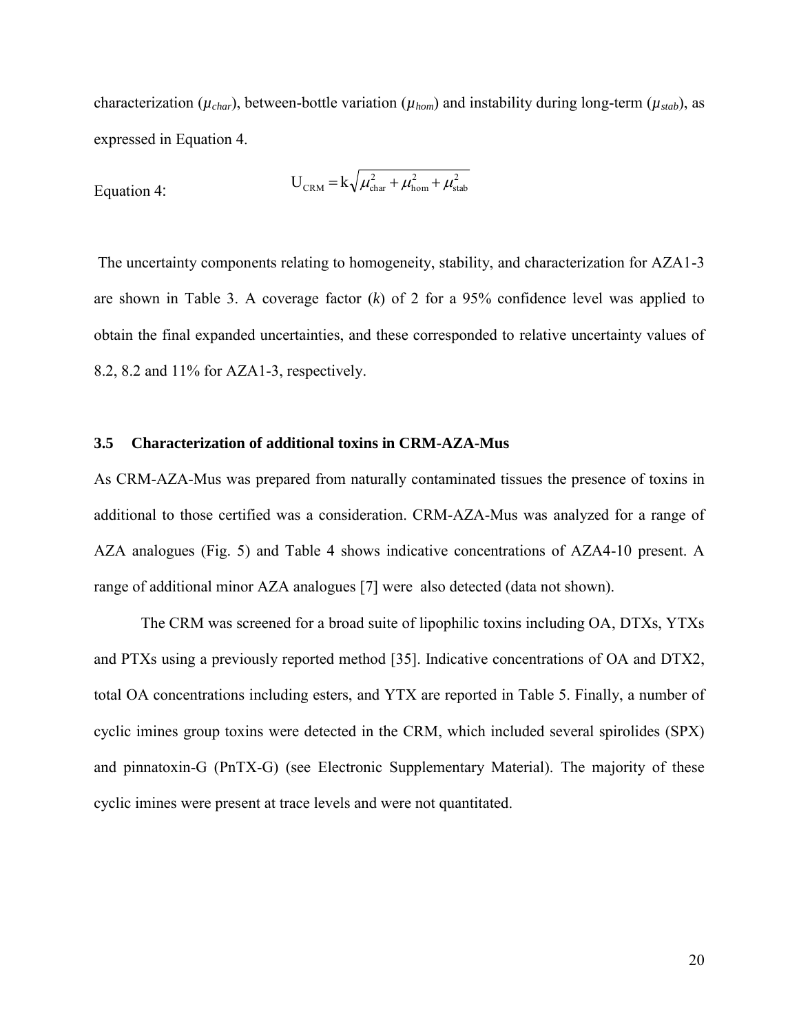characterization ($\mu_{char}$), between-bottle variation ($\mu_{hom}$) and instability during long-term ($\mu_{stab}$), as expressed in Equation 4.

Equation 4:

$$U_{CRM} = k\sqrt{\mu_{char}^2 + \mu_{hom}^2 + \mu_{stab}^2}$$

The uncertainty components relating to homogeneity, stability, and characterization for AZA1-3 are shown in Table 3. A coverage factor ($k$) of 2 for a 95% confidence level was applied to obtain the final expanded uncertainties, and these corresponded to relative uncertainty values of 8.2, 8.2 and 11% for AZA1-3, respectively.

### 3.5 Characterization of additional toxins in CRM-AZA-Mus

As CRM-AZA-Mus was prepared from naturally contaminated tissues the presence of toxins in additional to those certified was a consideration. CRM-AZA-Mus was analyzed for a range of AZA analogues (Fig. 5) and Table 4 shows indicative concentrations of AZA4-10 present. A range of additional minor AZA analogues [7] were also detected (data not shown).

The CRM was screened for a broad suite of lipophilic toxins including OA, DTXs, YTXs and PTXs using a previously reported method [35]. Indicative concentrations of OA and DTX2, total OA concentrations including esters, and YTX are reported in Table 5. Finally, a number of cyclic imines group toxins were detected in the CRM, which included several spirolides (SPX) and pinnatoxin-G (PnTX-G) (see Electronic Supplementary Material). The majority of these cyclic imines were present at trace levels and were not quantitated.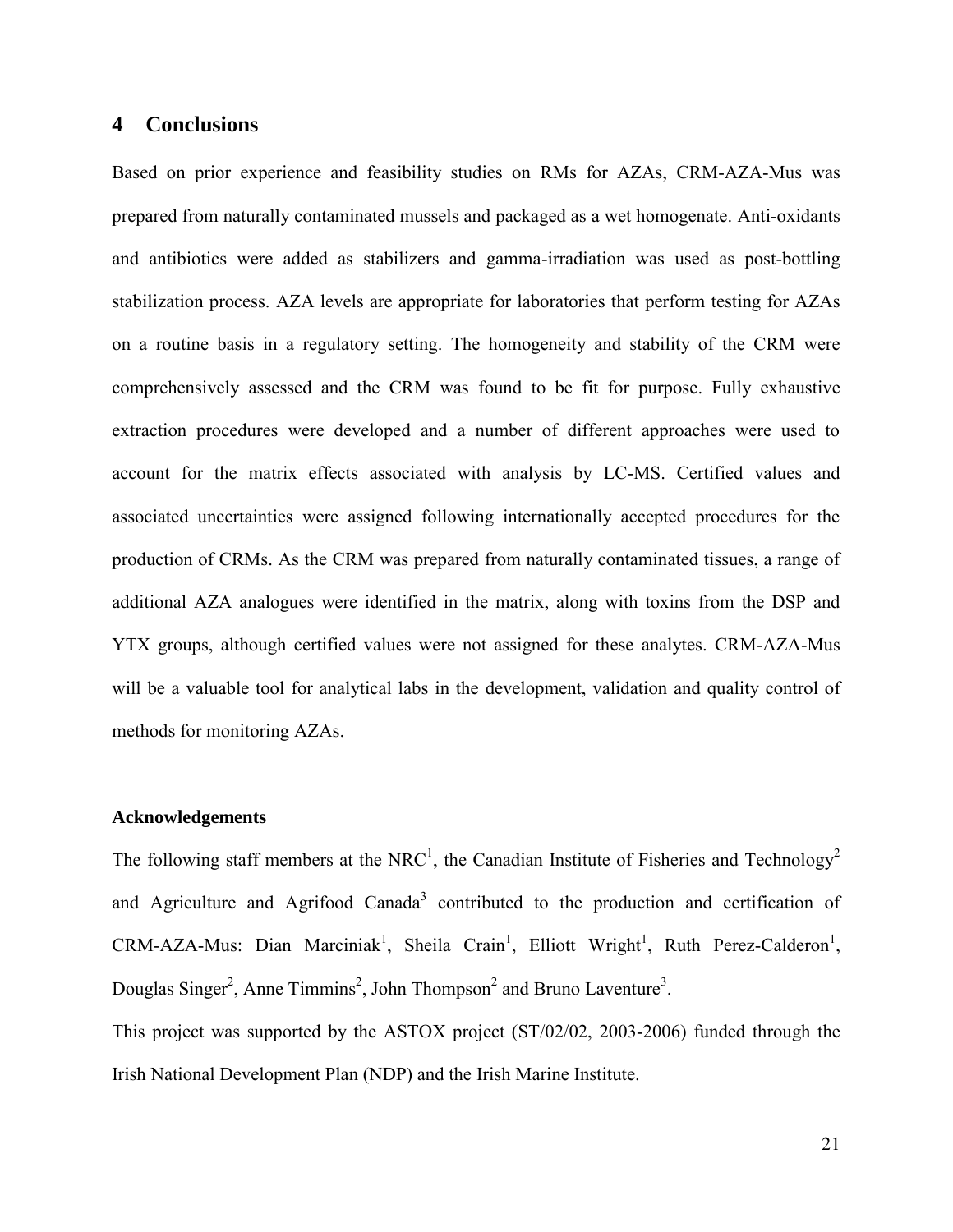## 4 Conclusions

Based on prior experience and feasibility studies on RMs for AZAs, CRM-AZA-Mus was prepared from naturally contaminated mussels and packaged as a wet homogenate. Anti-oxidants and antibiotics were added as stabilizers and gamma-irradiation was used as post-bottling stabilization process. AZA levels are appropriate for laboratories that perform testing for AZAs on a routine basis in a regulatory setting. The homogeneity and stability of the CRM were comprehensively assessed and the CRM was found to be fit for purpose. Fully exhaustive extraction procedures were developed and a number of different approaches were used to account for the matrix effects associated with analysis by LC-MS. Certified values and associated uncertainties were assigned following internationally accepted procedures for the production of CRMs. As the CRM was prepared from naturally contaminated tissues, a range of additional AZA analogues were identified in the matrix, along with toxins from the DSP and YTX groups, although certified values were not assigned for these analytes. CRM-AZA-Mus will be a valuable tool for analytical labs in the development, validation and quality control of methods for monitoring AZAs.

**Acknowledgements**

The following staff members at the NRC[1], the Canadian Institute of Fisheries and Technology[2] and Agriculture and Agrifood Canada[3] contributed to the production and certification of CRM-AZA-Mus: Dian Marciniak[1], Sheila Crain[1], Elliott Wright[1], Ruth Perez-Calderon[1], Douglas Singer[2], Anne Timmins[2], John Thompson[2] and Bruno Laventure[3].

This project was supported by the ASTOX project (ST/02/02, 2003-2006) funded through the Irish National Development Plan (NDP) and the Irish Marine Institute.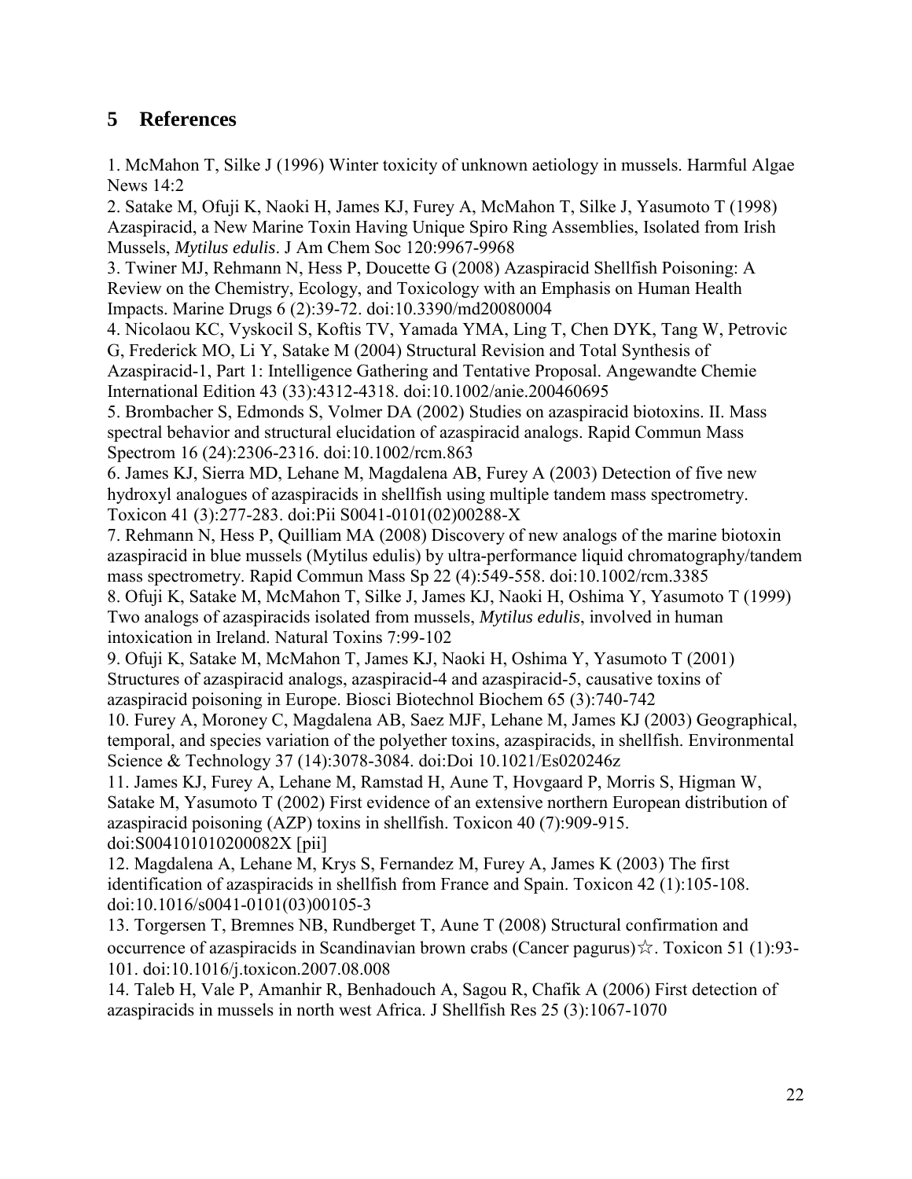## 5 References

1. McMahon T, Silke J (1996) Winter toxicity of unknown aetiology in mussels. Harmful Algae News 14:2

2. Satake M, Ofuji K, Naoki H, James KJ, Furey A, McMahon T, Silke J, Yasumoto T (1998) Azaspiracid, a New Marine Toxin Having Unique Spiro Ring Assemblies, Isolated from Irish Mussels, *Mytilus edulis*. J Am Chem Soc 120:9967-9968

3. Twiner MJ, Rehmann N, Hess P, Doucette G (2008) Azaspiracid Shellfish Poisoning: A Review on the Chemistry, Ecology, and Toxicology with an Emphasis on Human Health Impacts. Marine Drugs 6 (2):39-72. doi:10.3390/md20080004

4. Nicolaou KC, Vyskocil S, Koftis TV, Yamada YMA, Ling T, Chen DYK, Tang W, Petrovic G, Frederick MO, Li Y, Satake M (2004) Structural Revision and Total Synthesis of Azaspiracid-1, Part 1: Intelligence Gathering and Tentative Proposal. Angewandte Chemie International Edition 43 (33):4312-4318. doi:10.1002/anie.200460695

5. Brombacher S, Edmonds S, Volmer DA (2002) Studies on azaspiracid biotoxins. II. Mass spectral behavior and structural elucidation of azaspiracid analogs. Rapid Commun Mass Spectrom 16 (24):2306-2316. doi:10.1002/rcm.863

6. James KJ, Sierra MD, Lehane M, Magdalena AB, Furey A (2003) Detection of five new hydroxyl analogues of azaspiracids in shellfish using multiple tandem mass spectrometry. Toxicon 41 (3):277-283. doi:Pii S0041-0101(02)00288-X

7. Rehmann N, Hess P, Quilliam MA (2008) Discovery of new analogs of the marine biotoxin azaspiracid in blue mussels (Mytilus edulis) by ultra-performance liquid chromatography/tandem mass spectrometry. Rapid Commun Mass Sp 22 (4):549-558. doi:10.1002/rcm.3385

8. Ofuji K, Satake M, McMahon T, Silke J, James KJ, Naoki H, Oshima Y, Yasumoto T (1999) Two analogs of azaspiracids isolated from mussels, *Mytilus edulis*, involved in human intoxication in Ireland. Natural Toxins 7:99-102

9. Ofuji K, Satake M, McMahon T, James KJ, Naoki H, Oshima Y, Yasumoto T (2001) Structures of azaspiracid analogs, azaspiracid-4 and azaspiracid-5, causative toxins of azaspiracid poisoning in Europe. Biosci Biotechnol Biochem 65 (3):740-742

10. Furey A, Moroney C, Magdalena AB, Saez MJF, Lehane M, James KJ (2003) Geographical, temporal, and species variation of the polyether toxins, azaspiracids, in shellfish. Environmental Science & Technology 37 (14):3078-3084. doi:Doi 10.1021/Es020246z

11. James KJ, Furey A, Lehane M, Ramstad H, Aune T, Hovgaard P, Morris S, Higman W, Satake M, Yasumoto T (2002) First evidence of an extensive northern European distribution of azaspiracid poisoning (AZP) toxins in shellfish. Toxicon 40 (7):909-915. doi:S004101010200082X [pii]

12. Magdalena A, Lehane M, Krys S, Fernandez M, Furey A, James K (2003) The first identification of azaspiracids in shellfish from France and Spain. Toxicon 42 (1):105-108. doi:10.1016/s0041-0101(03)00105-3

13. Torgersen T, Bremnes NB, Rundberget T, Aune T (2008) Structural confirmation and occurrence of azaspiracids in Scandinavian brown crabs (Cancer pagurus)☆. Toxicon 51 (1):93-101. doi:10.1016/j.toxicon.2007.08.008

14. Taleb H, Vale P, Amanhir R, Benhadouch A, Sagou R, Chafik A (2006) First detection of azaspiracids in mussels in north west Africa. J Shellfish Res 25 (3):1067-1070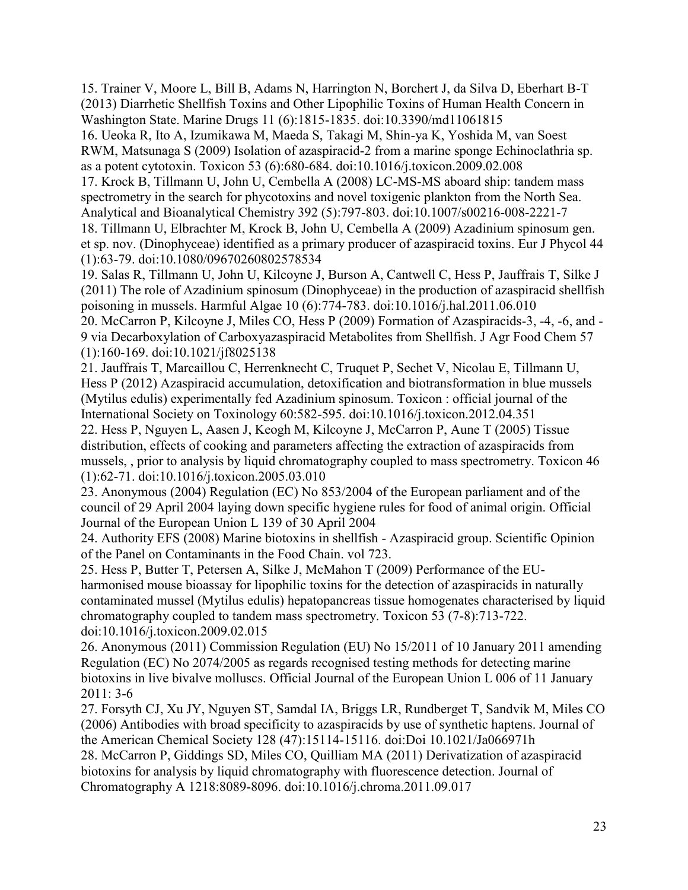15. Trainer V, Moore L, Bill B, Adams N, Harrington N, Borchert J, da Silva D, Eberhart B-T (2013) Diarrhetic Shellfish Toxins and Other Lipophilic Toxins of Human Health Concern in Washington State. Marine Drugs 11 (6):1815-1835. doi:10.3390/md11061815

16. Ueoka R, Ito A, Izumikawa M, Maeda S, Takagi M, Shin-ya K, Yoshida M, van Soest RWM, Matsunaga S (2009) Isolation of azaspiracid-2 from a marine sponge Echinoclathria sp. as a potent cytotoxin. Toxicon 53 (6):680-684. doi:10.1016/j.toxicon.2009.02.008

17. Krock B, Tillmann U, John U, Cembella A (2008) LC-MS-MS aboard ship: tandem mass spectrometry in the search for phycotoxins and novel toxigenic plankton from the North Sea. Analytical and Bioanalytical Chemistry 392 (5):797-803. doi:10.1007/s00216-008-2221-7

18. Tillmann U, Elbrachter M, Krock B, John U, Cembella A (2009) Azadinium spinosum gen. et sp. nov. (Dinophyceae) identified as a primary producer of azaspiracid toxins. Eur J Phycol 44 (1):63-79. doi:10.1080/09670260802578534

19. Salas R, Tillmann U, John U, Kilcoyne J, Burson A, Cantwell C, Hess P, Jauffrais T, Silke J (2011) The role of Azadinium spinosum (Dinophyceae) in the production of azaspiracid shellfish poisoning in mussels. Harmful Algae 10 (6):774-783. doi:10.1016/j.hal.2011.06.010

20. McCarron P, Kilcoyne J, Miles CO, Hess P (2009) Formation of Azaspiracids-3, -4, -6, and -9 via Decarboxylation of Carboxyazaspiracid Metabolites from Shellfish. J Agr Food Chem 57 (1):160-169. doi:10.1021/jf8025138

21. Jauffrais T, Marcaillou C, Herrenknecht C, Truquet P, Sechet V, Nicolau E, Tillmann U, Hess P (2012) Azaspiracid accumulation, detoxification and biotransformation in blue mussels (Mytilus edulis) experimentally fed Azadinium spinosum. Toxicon : official journal of the International Society on Toxinology 60:582-595. doi:10.1016/j.toxicon.2012.04.351

22. Hess P, Nguyen L, Aasen J, Keogh M, Kilcoyne J, McCarron P, Aune T (2005) Tissue distribution, effects of cooking and parameters affecting the extraction of azaspiracids from mussels, , prior to analysis by liquid chromatography coupled to mass spectrometry. Toxicon 46 (1):62-71. doi:10.1016/j.toxicon.2005.03.010

23. Anonymous (2004) Regulation (EC) No 853/2004 of the European parliament and of the council of 29 April 2004 laying down specific hygiene rules for food of animal origin. Official Journal of the European Union L 139 of 30 April 2004

24. Authority EFS (2008) Marine biotoxins in shellfish - Azaspiracid group. Scientific Opinion of the Panel on Contaminants in the Food Chain. vol 723.

25. Hess P, Butter T, Petersen A, Silke J, McMahon T (2009) Performance of the EU-harmonised mouse bioassay for lipophilic toxins for the detection of azaspiracids in naturally contaminated mussel (Mytilus edulis) hepatopancreas tissue homogenates characterised by liquid chromatography coupled to tandem mass spectrometry. Toxicon 53 (7-8):713-722. doi:10.1016/j.toxicon.2009.02.015

26. Anonymous (2011) Commission Regulation (EU) No 15/2011 of 10 January 2011 amending Regulation (EC) No 2074/2005 as regards recognised testing methods for detecting marine biotoxins in live bivalve molluscs. Official Journal of the European Union L 006 of 11 January 2011: 3-6

27. Forsyth CJ, Xu JY, Nguyen ST, Samdal IA, Briggs LR, Rundberget T, Sandvik M, Miles CO (2006) Antibodies with broad specificity to azaspiracids by use of synthetic haptens. Journal of the American Chemical Society 128 (47):15114-15116. doi:Doi 10.1021/Ja066971h

28. McCarron P, Giddings SD, Miles CO, Quilliam MA (2011) Derivatization of azaspiracid biotoxins for analysis by liquid chromatography with fluorescence detection. Journal of Chromatography A 1218:8089-8096. doi:10.1016/j.chroma.2011.09.017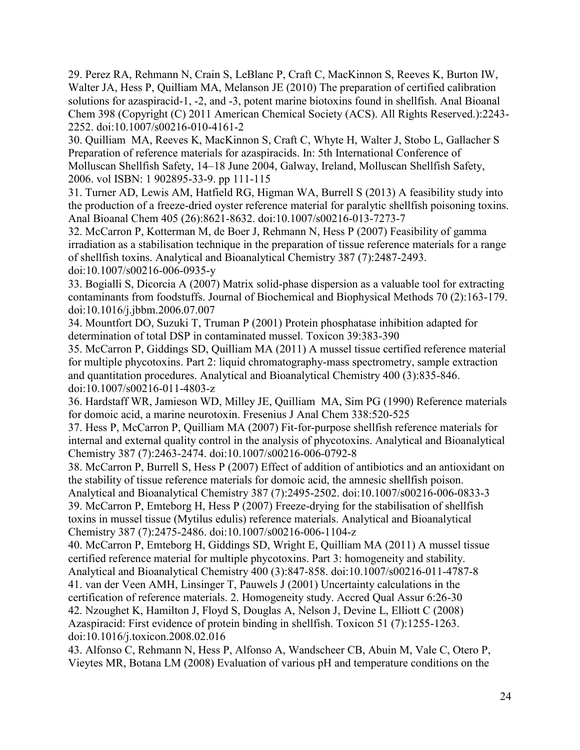29. Perez RA, Rehmann N, Crain S, LeBlanc P, Craft C, MacKinnon S, Reeves K, Burton IW, Walter JA, Hess P, Quilliam MA, Melanson JE (2010) The preparation of certified calibration solutions for azaspiracid-1, -2, and -3, potent marine biotoxins found in shellfish. Anal Bioanal Chem 398 (Copyright (C) 2011 American Chemical Society (ACS). All Rights Reserved.):2243-2252. doi:10.1007/s00216-010-4161-2

30. Quilliam MA, Reeves K, MacKinnon S, Craft C, Whyte H, Walter J, Stobo L, Gallacher S Preparation of reference materials for azaspiracids. In: 5th International Conference of Molluscan Shellfish Safety, 14–18 June 2004, Galway, Ireland, Molluscan Shellfish Safety, 2006. vol ISBN: 1 902895-33-9. pp 111-115

31. Turner AD, Lewis AM, Hatfield RG, Higman WA, Burrell S (2013) A feasibility study into the production of a freeze-dried oyster reference material for paralytic shellfish poisoning toxins. Anal Bioanal Chem 405 (26):8621-8632. doi:10.1007/s00216-013-7273-7

32. McCarron P, Kotterman M, de Boer J, Rehmann N, Hess P (2007) Feasibility of gamma irradiation as a stabilisation technique in the preparation of tissue reference materials for a range of shellfish toxins. Analytical and Bioanalytical Chemistry 387 (7):2487-2493. doi:10.1007/s00216-006-0935-y

33. Bogialli S, Dicorcia A (2007) Matrix solid-phase dispersion as a valuable tool for extracting contaminants from foodstuffs. Journal of Biochemical and Biophysical Methods 70 (2):163-179. doi:10.1016/j.jbbm.2006.07.007

34. Mountfort DO, Suzuki T, Truman P (2001) Protein phosphatase inhibition adapted for determination of total DSP in contaminated mussel. Toxicon 39:383-390

35. McCarron P, Giddings SD, Quilliam MA (2011) A mussel tissue certified reference material for multiple phycotoxins. Part 2: liquid chromatography-mass spectrometry, sample extraction and quantitation procedures. Analytical and Bioanalytical Chemistry 400 (3):835-846. doi:10.1007/s00216-011-4803-z

36. Hardstaff WR, Jamieson WD, Milley JE, Quilliam MA, Sim PG (1990) Reference materials for domoic acid, a marine neurotoxin. Fresenius J Anal Chem 338:520-525

37. Hess P, McCarron P, Quilliam MA (2007) Fit-for-purpose shellfish reference materials for internal and external quality control in the analysis of phycotoxins. Analytical and Bioanalytical Chemistry 387 (7):2463-2474. doi:10.1007/s00216-006-0792-8

38. McCarron P, Burrell S, Hess P (2007) Effect of addition of antibiotics and an antioxidant on the stability of tissue reference materials for domoic acid, the amnesic shellfish poison. Analytical and Bioanalytical Chemistry 387 (7):2495-2502. doi:10.1007/s00216-006-0833-3

39. McCarron P, Emteborg H, Hess P (2007) Freeze-drying for the stabilisation of shellfish toxins in mussel tissue (Mytilus edulis) reference materials. Analytical and Bioanalytical Chemistry 387 (7):2475-2486. doi:10.1007/s00216-006-1104-z

40. McCarron P, Emteborg H, Giddings SD, Wright E, Quilliam MA (2011) A mussel tissue certified reference material for multiple phycotoxins. Part 3: homogeneity and stability. Analytical and Bioanalytical Chemistry 400 (3):847-858. doi:10.1007/s00216-011-4787-8

41. van der Veen AMH, Linsinger T, Pauwels J (2001) Uncertainty calculations in the certification of reference materials. 2. Homogeneity study. Accred Qual Assur 6:26-30

42. Nzoughet K, Hamilton J, Floyd S, Douglas A, Nelson J, Devine L, Elliott C (2008) Azaspiracid: First evidence of protein binding in shellfish. Toxicon 51 (7):1255-1263. doi:10.1016/j.toxicon.2008.02.016

43. Alfonso C, Rehmann N, Hess P, Alfonso A, Wandscheer CB, Abuin M, Vale C, Otero P, Vieytes MR, Botana LM (2008) Evaluation of various pH and temperature conditions on the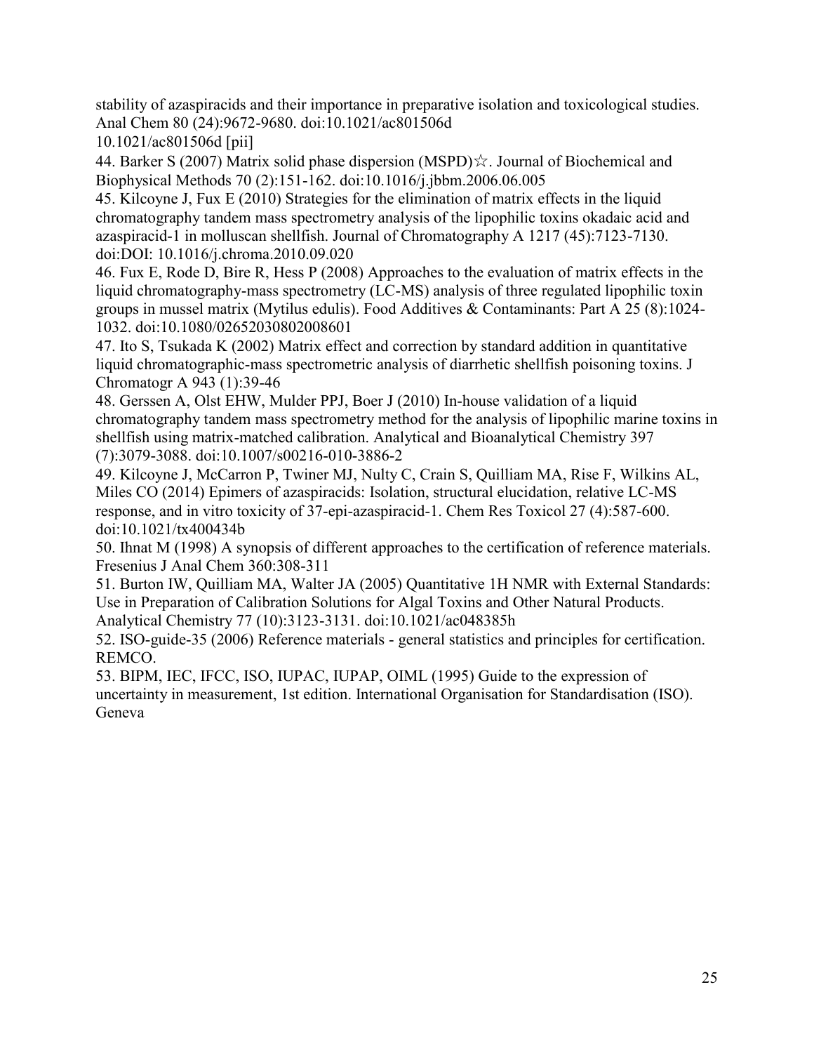stability of azaspiracids and their importance in preparative isolation and toxicological studies. Anal Chem 80 (24):9672-9680. doi:10.1021/ac801506d
10.1021/ac801506d [pii]

44. Barker S (2007) Matrix solid phase dispersion (MSPD)☆. Journal of Biochemical and Biophysical Methods 70 (2):151-162. doi:10.1016/j.jbbm.2006.06.005

45. Kilcoyne J, Fux E (2010) Strategies for the elimination of matrix effects in the liquid chromatography tandem mass spectrometry analysis of the lipophilic toxins okadaic acid and azaspiracid-1 in molluscan shellfish. Journal of Chromatography A 1217 (45):7123-7130. doi:DOI: 10.1016/j.chroma.2010.09.020

46. Fux E, Rode D, Bire R, Hess P (2008) Approaches to the evaluation of matrix effects in the liquid chromatography-mass spectrometry (LC-MS) analysis of three regulated lipophilic toxin groups in mussel matrix (Mytilus edulis). Food Additives & Contaminants: Part A 25 (8):1024-1032. doi:10.1080/02652030802008601

47. Ito S, Tsukada K (2002) Matrix effect and correction by standard addition in quantitative liquid chromatographic-mass spectrometric analysis of diarrhetic shellfish poisoning toxins. J Chromatogr A 943 (1):39-46

48. Gerssen A, Olst EHW, Mulder PPJ, Boer J (2010) In-house validation of a liquid chromatography tandem mass spectrometry method for the analysis of lipophilic marine toxins in shellfish using matrix-matched calibration. Analytical and Bioanalytical Chemistry 397 (7):3079-3088. doi:10.1007/s00216-010-3886-2

49. Kilcoyne J, McCarron P, Twiner MJ, Nulty C, Crain S, Quilliam MA, Rise F, Wilkins AL, Miles CO (2014) Epimers of azaspiracids: Isolation, structural elucidation, relative LC-MS response, and in vitro toxicity of 37-epi-azaspiracid-1. Chem Res Toxicol 27 (4):587-600. doi:10.1021/tx400434b

50. Ihnat M (1998) A synopsis of different approaches to the certification of reference materials. Fresenius J Anal Chem 360:308-311

51. Burton IW, Quilliam MA, Walter JA (2005) Quantitative 1H NMR with External Standards: Use in Preparation of Calibration Solutions for Algal Toxins and Other Natural Products. Analytical Chemistry 77 (10):3123-3131. doi:10.1021/ac048385h

52. ISO-guide-35 (2006) Reference materials - general statistics and principles for certification. REMCO.

53. BIPM, IEC, IFCC, ISO, IUPAC, IUPAP, OIML (1995) Guide to the expression of uncertainty in measurement, 1st edition. International Organisation for Standardisation (ISO). Geneva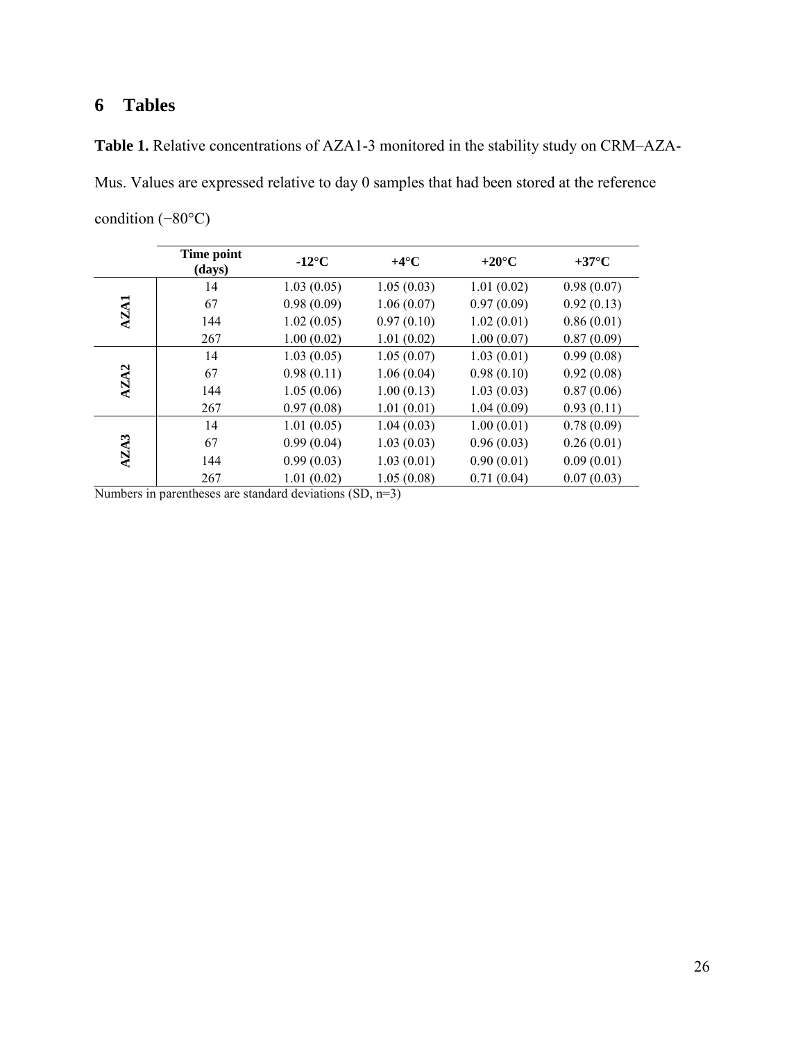# 6 Tables

**Table 1.** Relative concentrations of AZA1-3 monitored in the stability study on CRM–AZA-Mus. Values are expressed relative to day 0 samples that had been stored at the reference condition (−80°C)

| | Time point (days) | -12°C | +4°C | +20°C | +37°C |
|---|---|---|---|---|---|
| **AZA1** | 14 | 1.03 (0.05) | 1.05 (0.03) | 1.01 (0.02) | 0.98 (0.07) |
| | 67 | 0.98 (0.09) | 1.06 (0.07) | 0.97 (0.09) | 0.92 (0.13) |
| | 144 | 1.02 (0.05) | 0.97 (0.10) | 1.02 (0.01) | 0.86 (0.01) |
| | 267 | 1.00 (0.02) | 1.01 (0.02) | 1.00 (0.07) | 0.87 (0.09) |
| **AZA2** | 14 | 1.03 (0.05) | 1.05 (0.07) | 1.03 (0.01) | 0.99 (0.08) |
| | 67 | 0.98 (0.11) | 1.06 (0.04) | 0.98 (0.10) | 0.92 (0.08) |
| | 144 | 1.05 (0.06) | 1.00 (0.13) | 1.03 (0.03) | 0.87 (0.06) |
| | 267 | 0.97 (0.08) | 1.01 (0.01) | 1.04 (0.09) | 0.93 (0.11) |
| **AZA3** | 14 | 1.01 (0.05) | 1.04 (0.03) | 1.00 (0.01) | 0.78 (0.09) |
| | 67 | 0.99 (0.04) | 1.03 (0.03) | 0.96 (0.03) | 0.26 (0.01) |
| | 144 | 0.99 (0.03) | 1.03 (0.01) | 0.90 (0.01) | 0.09 (0.01) |
| | 267 | 1.01 (0.02) | 1.05 (0.08) | 0.71 (0.04) | 0.07 (0.03) |

Numbers in parentheses are standard deviations (SD, n=3)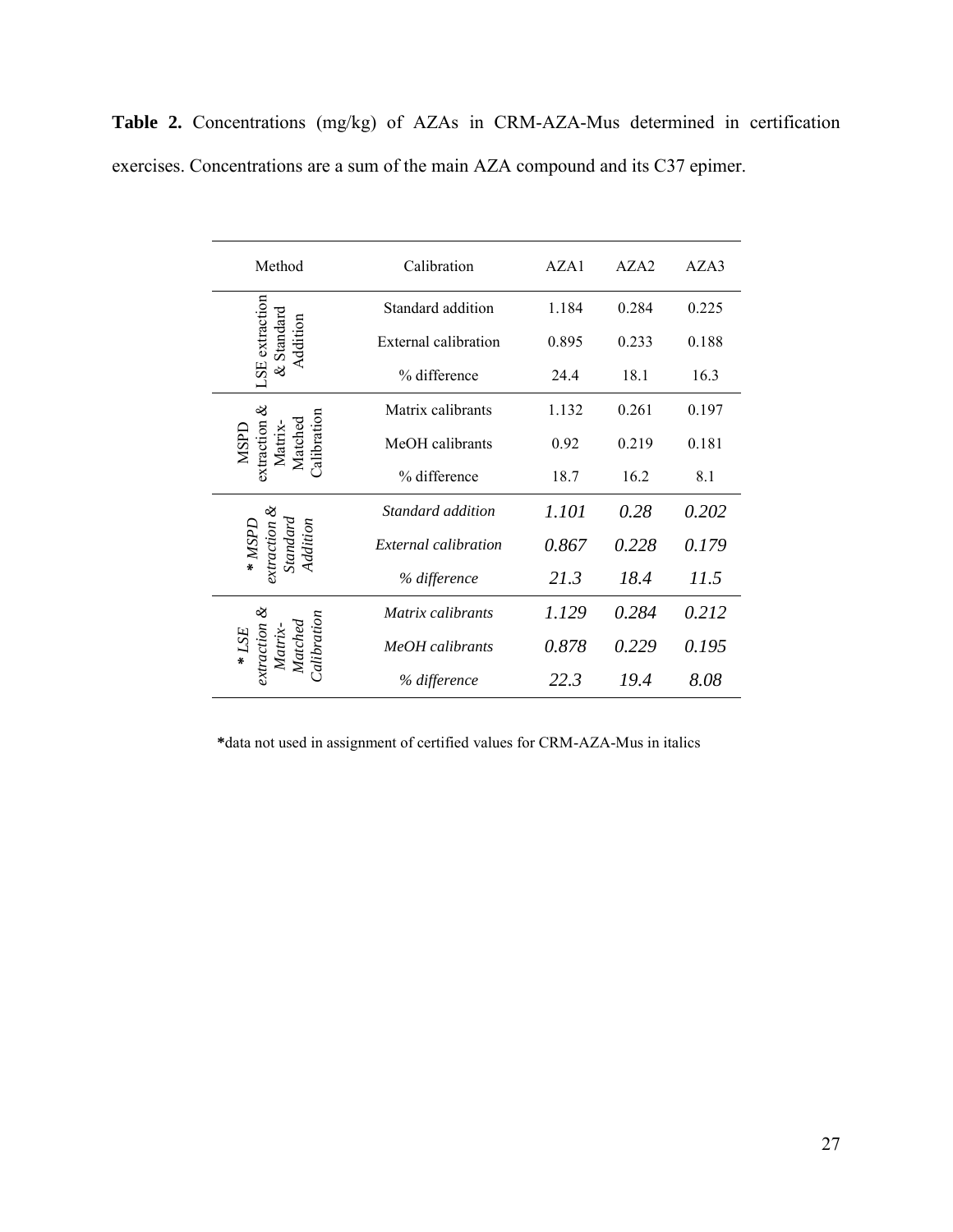**Table 2.** Concentrations (mg/kg) of AZAs in CRM-AZA-Mus determined in certification exercises. Concentrations are a sum of the main AZA compound and its C37 epimer.

| Method | Calibration | AZA1 | AZA2 | AZA3 |
|---|---|---|---|---|
| LSE extraction & Standard Addition | Standard addition | 1.184 | 0.284 | 0.225 |
| | External calibration | 0.895 | 0.233 | 0.188 |
| | % difference | 24.4 | 18.1 | 16.3 |
| MSPD extraction & Matrix-Matched Calibration | Matrix calibrants | 1.132 | 0.261 | 0.197 |
| | MeOH calibrants | 0.92 | 0.219 | 0.181 |
| | % difference | 18.7 | 16.2 | 8.1 |
| *\* MSPD extraction & Standard Addition* | *Standard addition* | *1.101* | *0.28* | *0.202* |
| | *External calibration* | *0.867* | *0.228* | *0.179* |
| | *% difference* | *21.3* | *18.4* | *11.5* |
| *\* LSE extraction & Matrix-Matched Calibration* | *Matrix calibrants* | *1.129* | *0.284* | *0.212* |
| | *MeOH calibrants* | *0.878* | *0.229* | *0.195* |
| | *% difference* | *22.3* | *19.4* | *8.08* |

**\***data not used in assignment of certified values for CRM-AZA-Mus in italics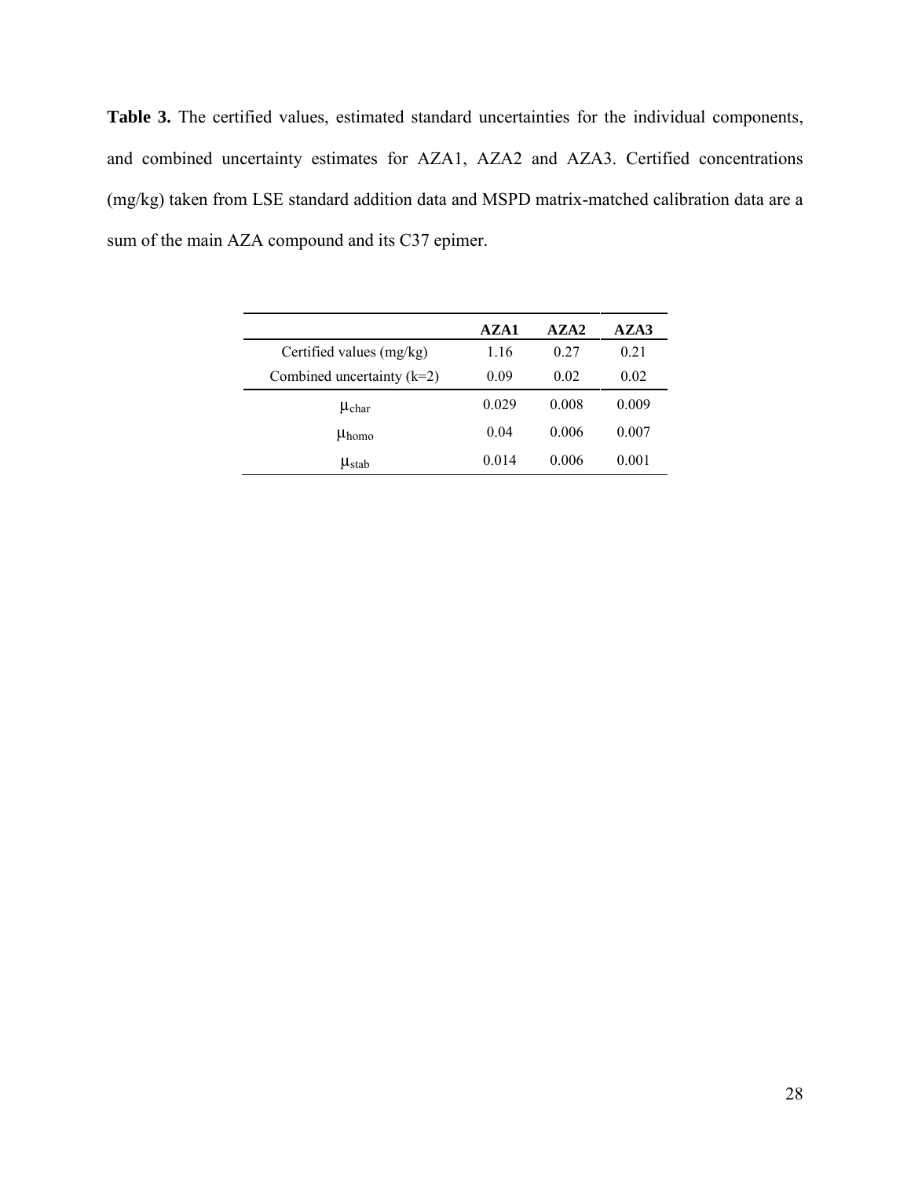**Table 3.** The certified values, estimated standard uncertainties for the individual components, and combined uncertainty estimates for AZA1, AZA2 and AZA3. Certified concentrations (mg/kg) taken from LSE standard addition data and MSPD matrix-matched calibration data are a sum of the main AZA compound and its C37 epimer.

| | **AZA1** | **AZA2** | **AZA3** |
|---|---|---|---|
| Certified values (mg/kg) | 1.16 | 0.27 | 0.21 |
| Combined uncertainty (k=2) | 0.09 | 0.02 | 0.02 |
| $\mu_{char}$ | 0.029 | 0.008 | 0.009 |
| $\mu_{homo}$ | 0.04 | 0.006 | 0.007 |
| $\mu_{stab}$ | 0.014 | 0.006 | 0.001 |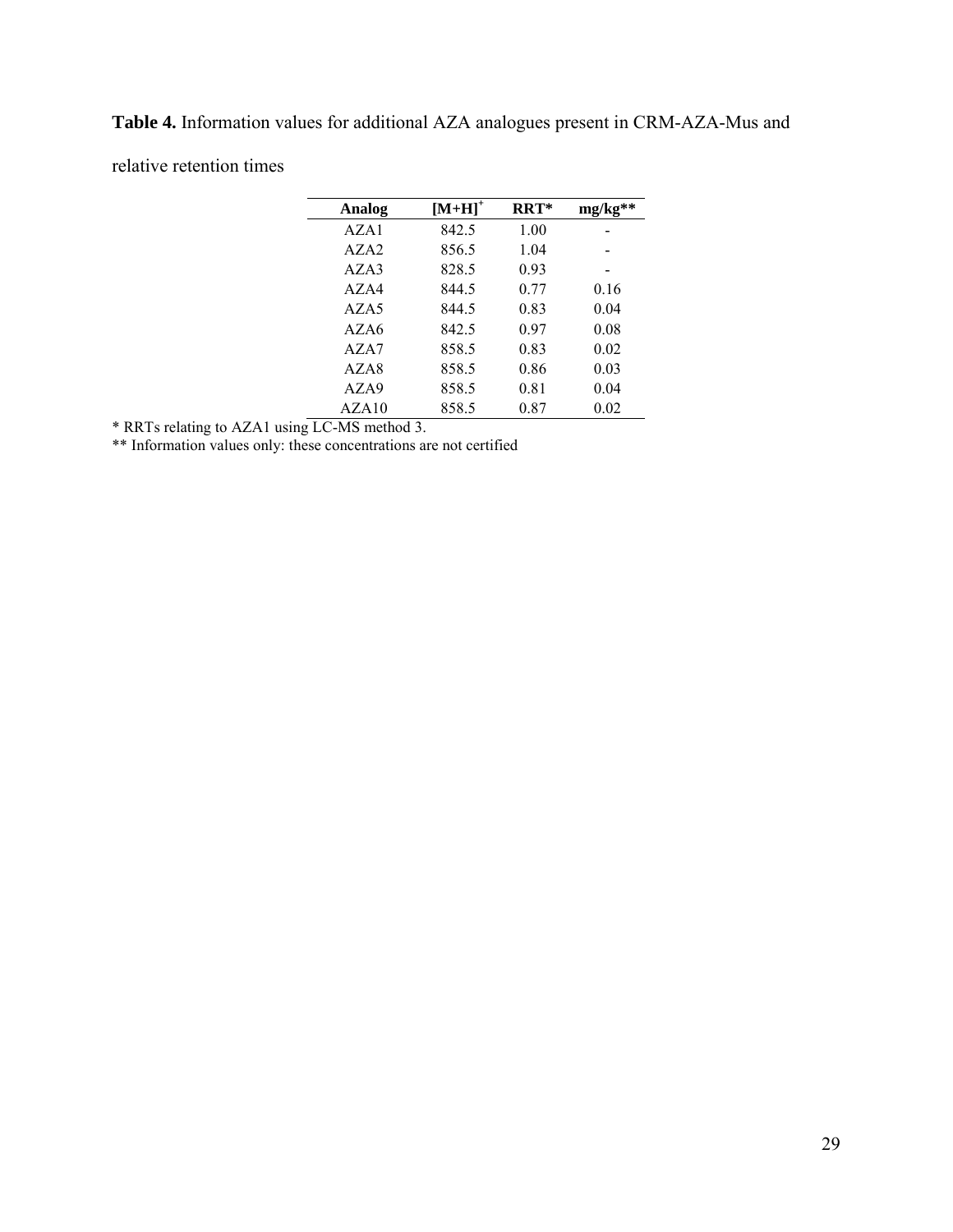**Table 4.** Information values for additional AZA analogues present in CRM-AZA-Mus and relative retention times

| Analog | $[M+H]^+$ | RRT* | mg/kg** |
|---|---|---|---|
| AZA1 | 842.5 | 1.00 | - |
| AZA2 | 856.5 | 1.04 | - |
| AZA3 | 828.5 | 0.93 | - |
| AZA4 | 844.5 | 0.77 | 0.16 |
| AZA5 | 844.5 | 0.83 | 0.04 |
| AZA6 | 842.5 | 0.97 | 0.08 |
| AZA7 | 858.5 | 0.83 | 0.02 |
| AZA8 | 858.5 | 0.86 | 0.03 |
| AZA9 | 858.5 | 0.81 | 0.04 |
| AZA10 | 858.5 | 0.87 | 0.02 |

* RRTs relating to AZA1 using LC-MS method 3.

** Information values only: these concentrations are not certified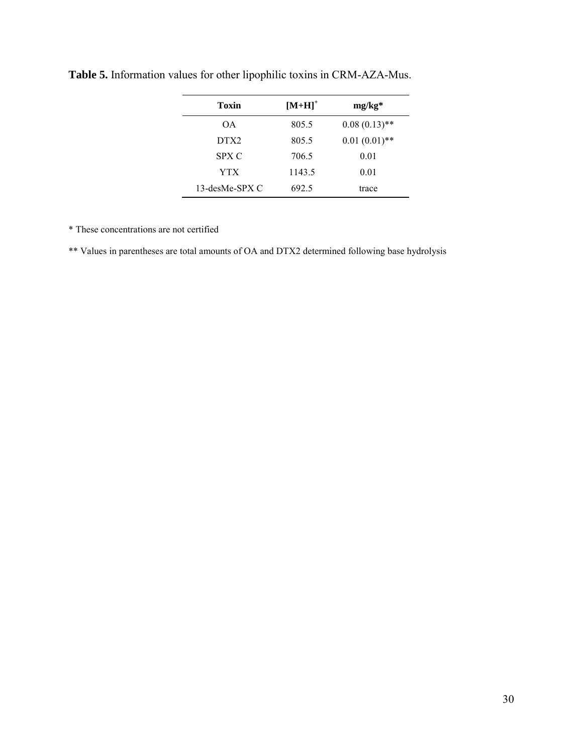**Table 5.** Information values for other lipophilic toxins in CRM-AZA-Mus.

| Toxin | $[M+H]^+$ | mg/kg* |
|---|---|---|
| OA | 805.5 | 0.08 (0.13)** |
| DTX2 | 805.5 | 0.01 (0.01)** |
| SPX C | 706.5 | 0.01 |
| YTX | 1143.5 | 0.01 |
| 13-desMe-SPX C | 692.5 | trace |

* These concentrations are not certified

** Values in parentheses are total amounts of OA and DTX2 determined following base hydrolysis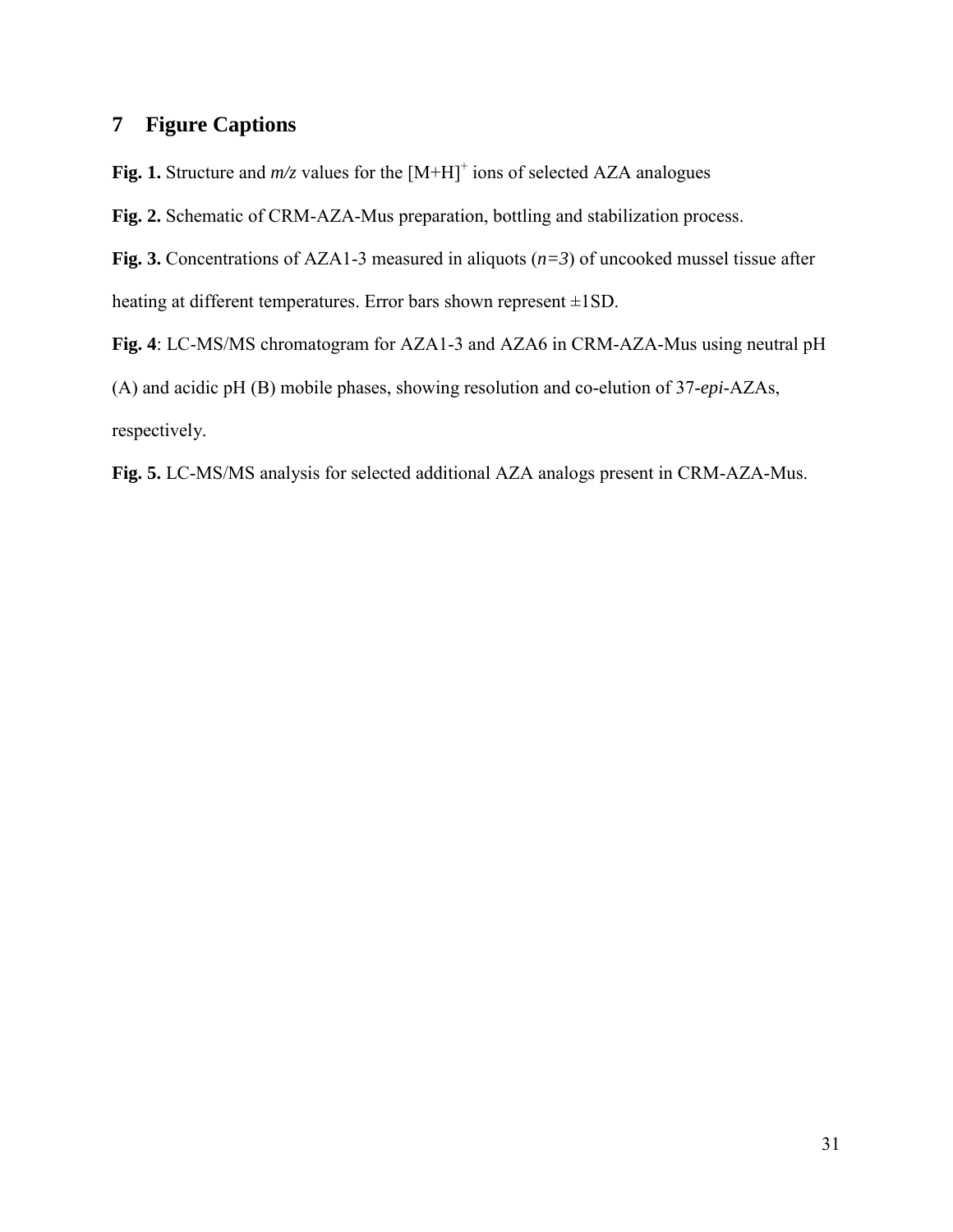## 7 Figure Captions

**Fig. 1.** Structure and *m/z* values for the $[M+H]^+$ ions of selected AZA analogues

**Fig. 2.** Schematic of CRM-AZA-Mus preparation, bottling and stabilization process.

**Fig. 3.** Concentrations of AZA1-3 measured in aliquots (*n=3*) of uncooked mussel tissue after heating at different temperatures. Error bars shown represent ±1SD.

**Fig. 4**: LC-MS/MS chromatogram for AZA1-3 and AZA6 in CRM-AZA-Mus using neutral pH (A) and acidic pH (B) mobile phases, showing resolution and co-elution of 37-*epi*-AZAs, respectively.

**Fig. 5.** LC-MS/MS analysis for selected additional AZA analogs present in CRM-AZA-Mus.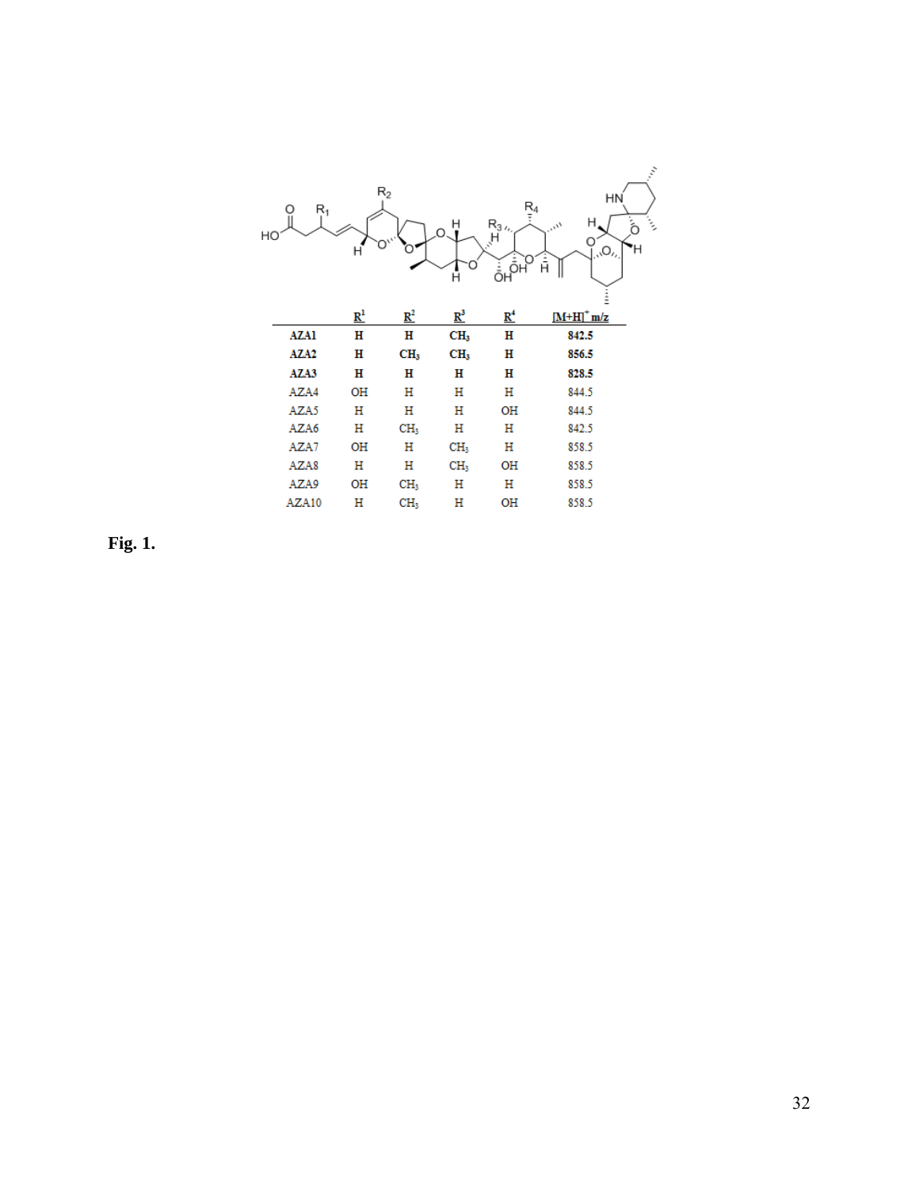|  | R¹ | R² | R³ | R⁴ | [M+H]⁺ m/z |
|---|---|---|---|---|---|
| **AZA1** | **H** | **H** | **CH₃** | **H** | **842.5** |
| **AZA2** | **H** | **CH₃** | **CH₃** | **H** | **856.5** |
| **AZA3** | **H** | **H** | **H** | **H** | **828.5** |
| AZA4 | OH | H | H | H | 844.5 |
| AZA5 | H | H | H | OH | 844.5 |
| AZA6 | H | CH₃ | H | H | 842.5 |
| AZA7 | OH | H | CH₃ | H | 858.5 |
| AZA8 | H | H | CH₃ | OH | 858.5 |
| AZA9 | OH | CH₃ | H | H | 858.5 |
| AZA10 | H | CH₃ | H | OH | 858.5 |

**Fig. 1.**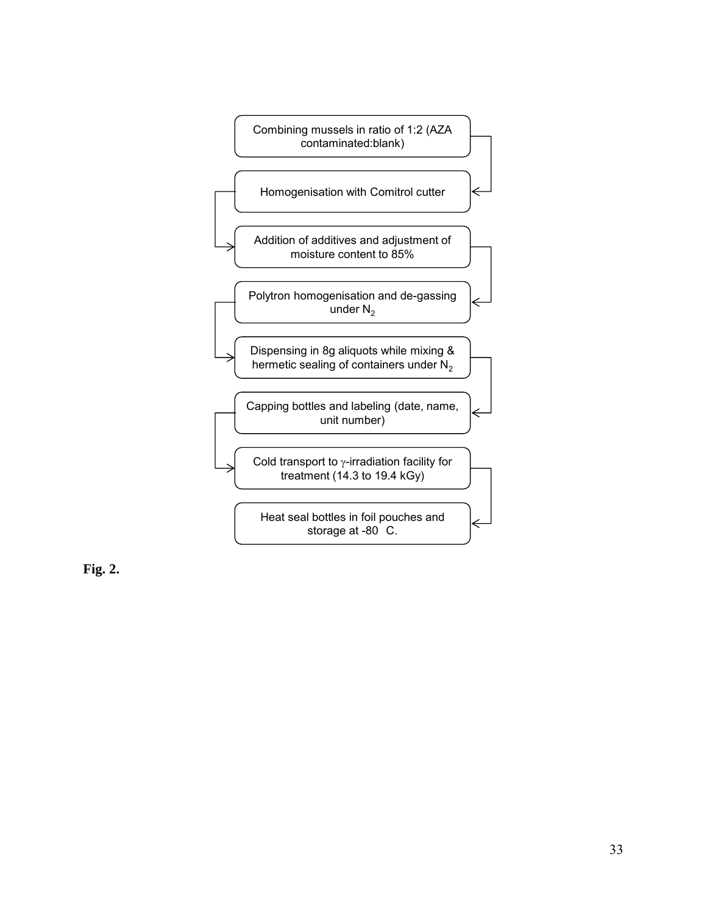Combining mussels in ratio of 1:2 (AZA contaminated:blank)

Homogenisation with Comitrol cutter

Addition of additives and adjustment of moisture content to 85%

Polytron homogenisation and de-gassing under $N_2$

Dispensing in 8g aliquots while mixing & hermetic sealing of containers under $N_2$

Capping bottles and labeling (date, name, unit number)

Cold transport to $\gamma$-irradiation facility for treatment (14.3 to 19.4 kGy)

Heat seal bottles in foil pouches and storage at -80 C.

**Fig. 2.**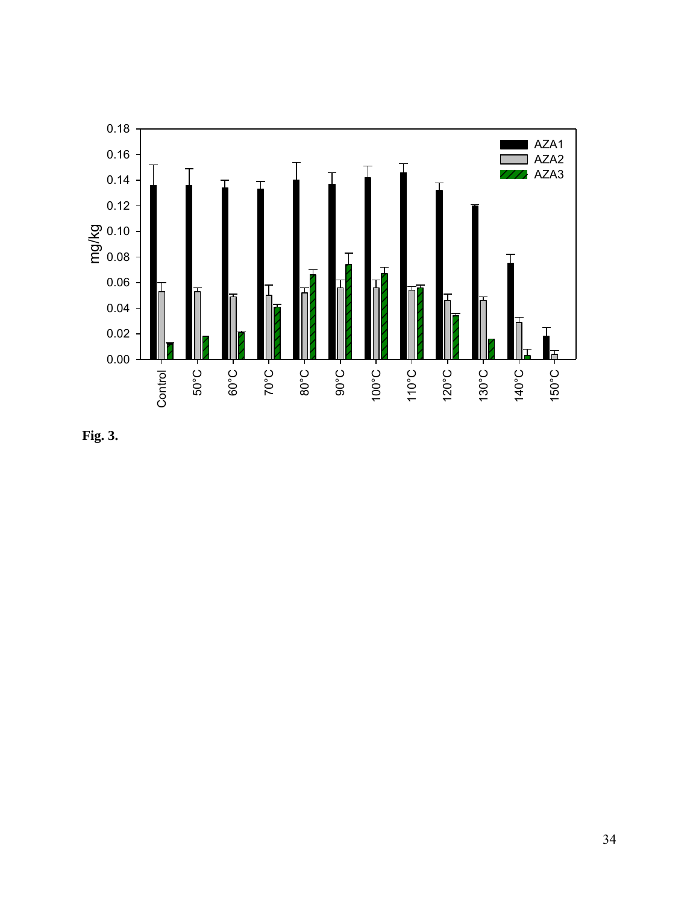**Fig. 3.**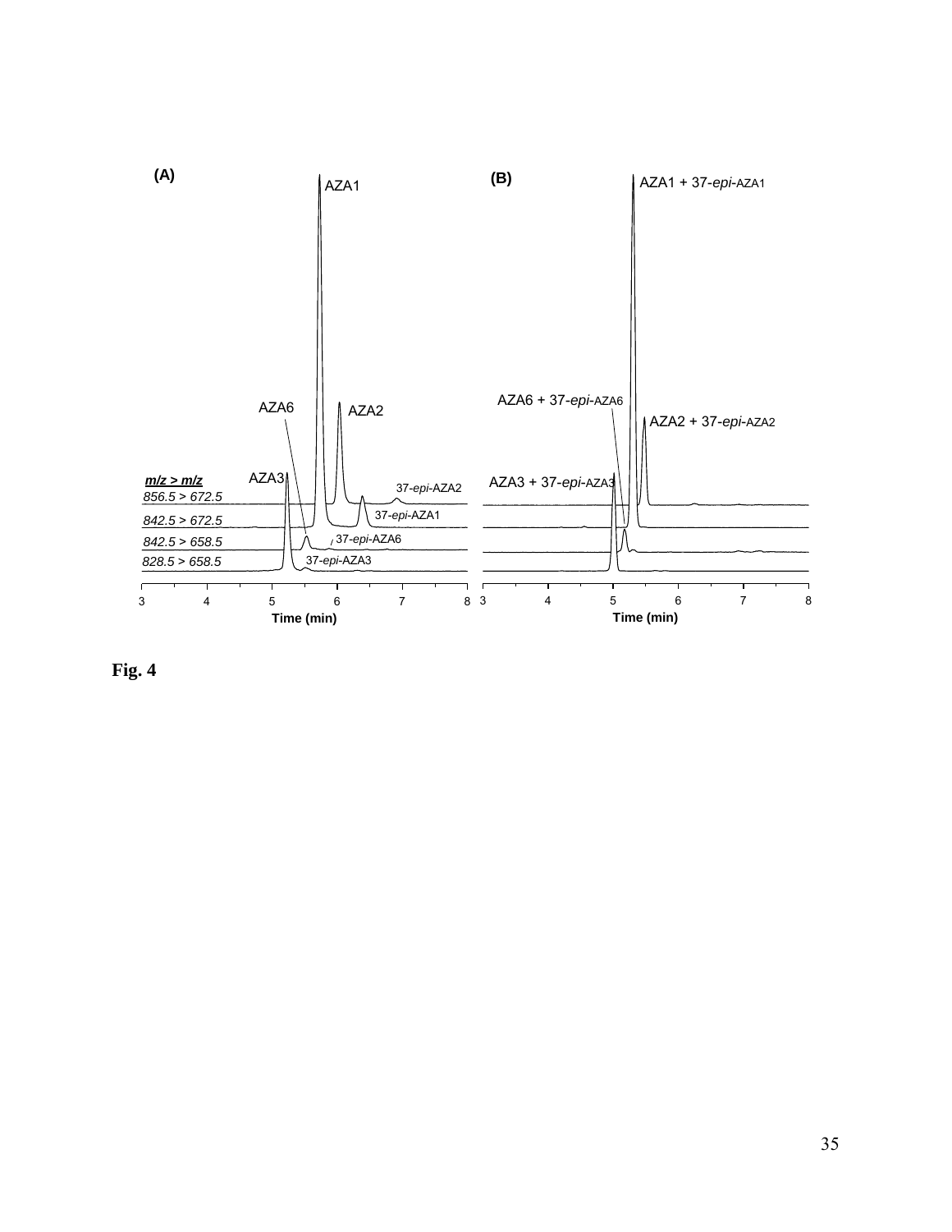Fig. 4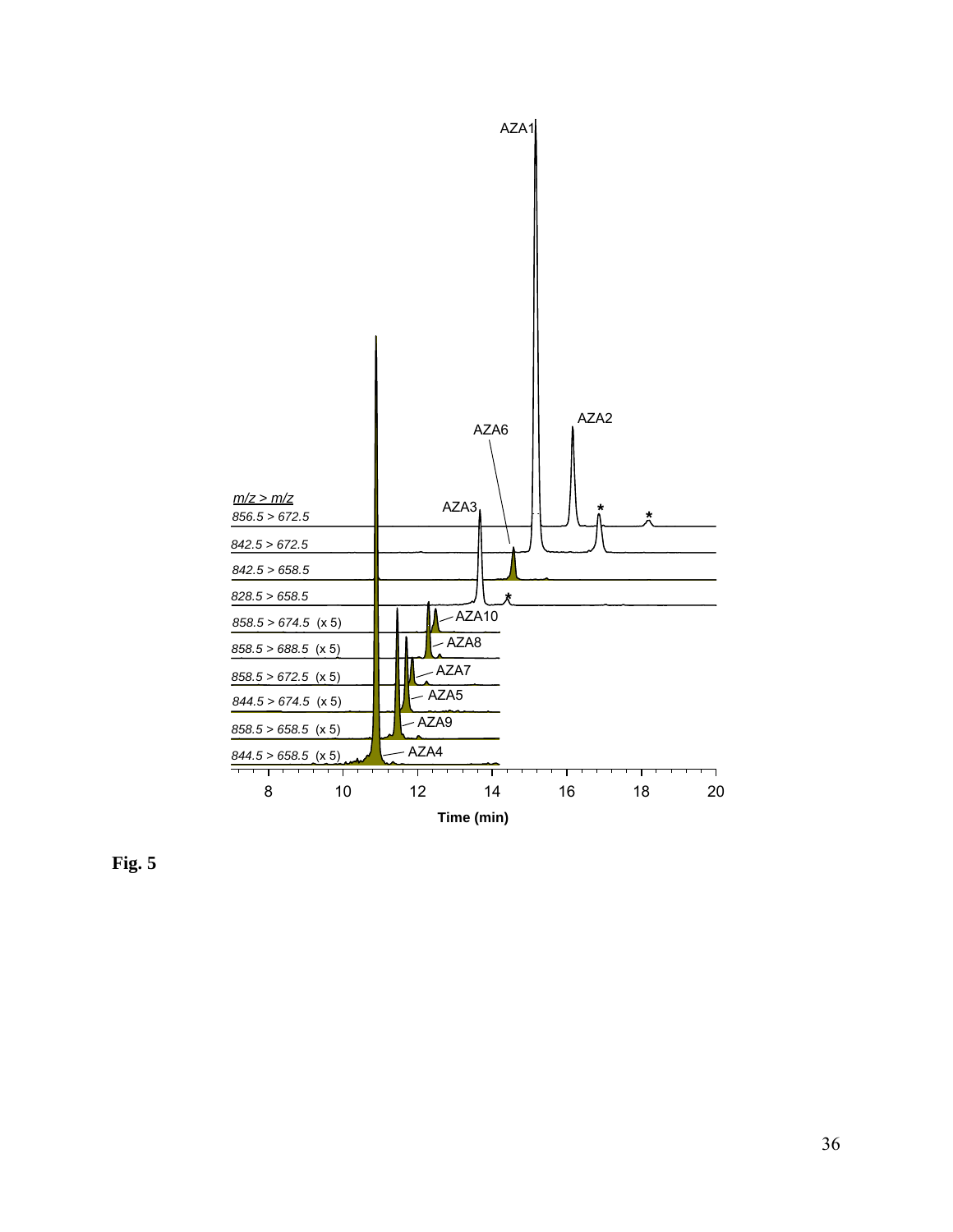AZA1

AZA2

AZA6

AZA3

*m/z > m/z*

*856.5 > 672.5*

*842.5 > 672.5*

*842.5 > 658.5*

*828.5 > 658.5*

*858.5 > 674.5* (x 5)

*858.5 > 688.5* (x 5)

*858.5 > 672.5* (x 5)

*844.5 > 674.5* (x 5)

*858.5 > 658.5* (x 5)

*844.5 > 658.5* (x 5)

AZA10

AZA8

AZA7

AZA5

AZA9

AZA4

*

*

*

8 10 12 14 16 18 20

**Time (min)**

**Fig. 5**